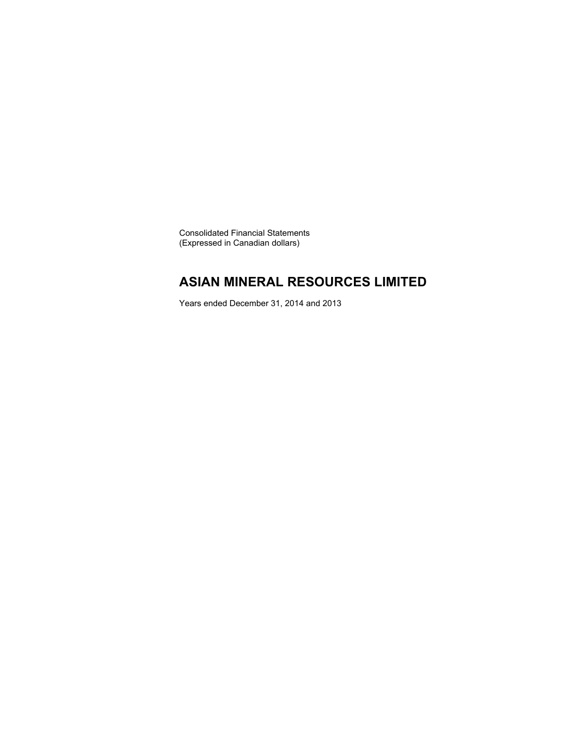Consolidated Financial Statements
(Expressed in Canadian dollars)

# ASIAN MINERAL RESOURCES LIMITED

Years ended December 31, 2014 and 2013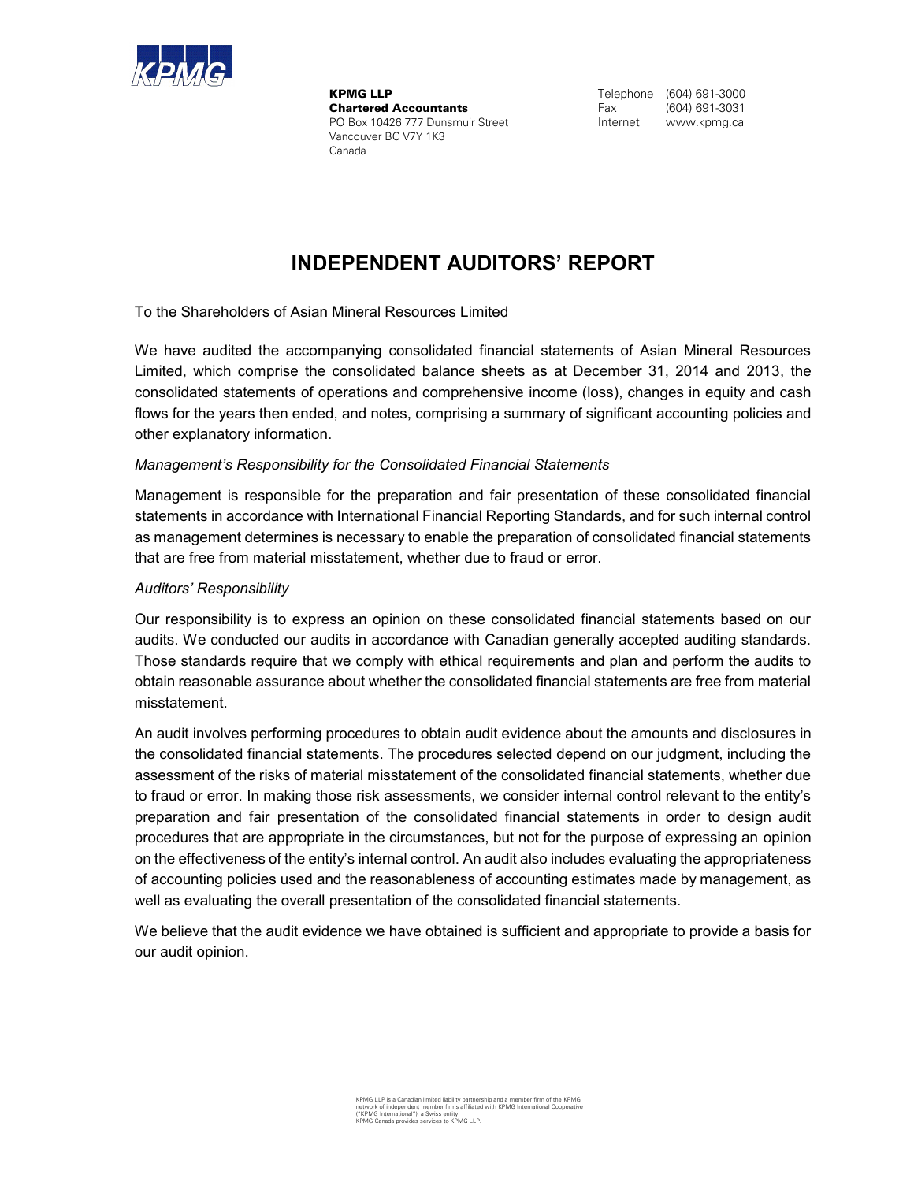**KPMG LLP**
**Chartered Accountants**
PO Box 10426 777 Dunsmuir Street
Vancouver BC V7Y 1K3
Canada

Telephone (604) 691-3000
Fax (604) 691-3031
Internet www.kpmg.ca

# INDEPENDENT AUDITORS' REPORT

To the Shareholders of Asian Mineral Resources Limited

We have audited the accompanying consolidated financial statements of Asian Mineral Resources Limited, which comprise the consolidated balance sheets as at December 31, 2014 and 2013, the consolidated statements of operations and comprehensive income (loss), changes in equity and cash flows for the years then ended, and notes, comprising a summary of significant accounting policies and other explanatory information.

*Management's Responsibility for the Consolidated Financial Statements*

Management is responsible for the preparation and fair presentation of these consolidated financial statements in accordance with International Financial Reporting Standards, and for such internal control as management determines is necessary to enable the preparation of consolidated financial statements that are free from material misstatement, whether due to fraud or error.

*Auditors' Responsibility*

Our responsibility is to express an opinion on these consolidated financial statements based on our audits. We conducted our audits in accordance with Canadian generally accepted auditing standards. Those standards require that we comply with ethical requirements and plan and perform the audits to obtain reasonable assurance about whether the consolidated financial statements are free from material misstatement.

An audit involves performing procedures to obtain audit evidence about the amounts and disclosures in the consolidated financial statements. The procedures selected depend on our judgment, including the assessment of the risks of material misstatement of the consolidated financial statements, whether due to fraud or error. In making those risk assessments, we consider internal control relevant to the entity's preparation and fair presentation of the consolidated financial statements in order to design audit procedures that are appropriate in the circumstances, but not for the purpose of expressing an opinion on the effectiveness of the entity's internal control. An audit also includes evaluating the appropriateness of accounting policies used and the reasonableness of accounting estimates made by management, as well as evaluating the overall presentation of the consolidated financial statements.

We believe that the audit evidence we have obtained is sufficient and appropriate to provide a basis for our audit opinion.

KPMG LLP is a Canadian limited liability partnership and a member firm of the KPMG network of independent member firms affiliated with KPMG International Cooperative ("KPMG International"), a Swiss entity.
KPMG Canada provides services to KPMG LLP.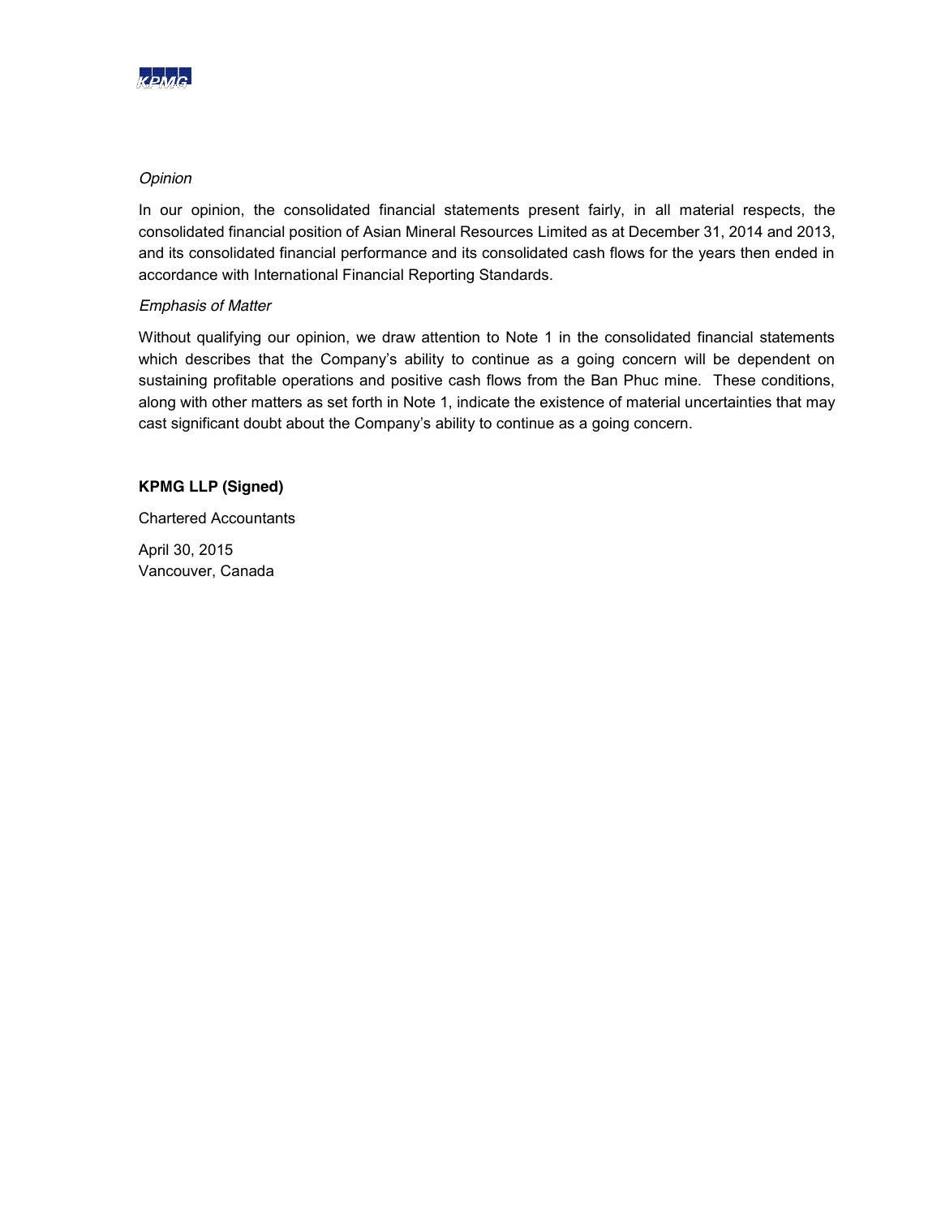*Opinion*

In our opinion, the consolidated financial statements present fairly, in all material respects, the consolidated financial position of Asian Mineral Resources Limited as at December 31, 2014 and 2013, and its consolidated financial performance and its consolidated cash flows for the years then ended in accordance with International Financial Reporting Standards.

*Emphasis of Matter*

Without qualifying our opinion, we draw attention to Note 1 in the consolidated financial statements which describes that the Company's ability to continue as a going concern will be dependent on sustaining profitable operations and positive cash flows from the Ban Phuc mine. These conditions, along with other matters as set forth in Note 1, indicate the existence of material uncertainties that may cast significant doubt about the Company's ability to continue as a going concern.

**KPMG LLP (Signed)**

Chartered Accountants

April 30, 2015
Vancouver, Canada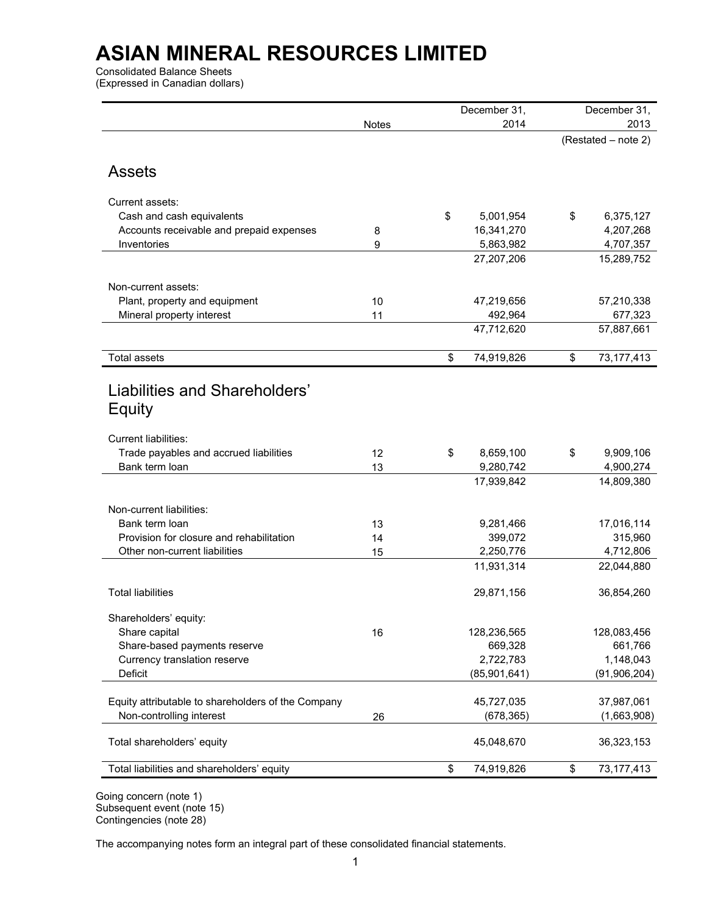# ASIAN MINERAL RESOURCES LIMITED

Consolidated Balance Sheets
(Expressed in Canadian dollars)

| | Notes | December 31, 2014 | December 31, 2013 |
|---|---|---|---|
| | | | (Restated – note 2) |
| **Assets** | | | |
| Current assets: | | | |
| Cash and cash equivalents | | $ 5,001,954 | $ 6,375,127 |
| Accounts receivable and prepaid expenses | 8 | 16,341,270 | 4,207,268 |
| Inventories | 9 | 5,863,982 | 4,707,357 |
| | | 27,207,206 | 15,289,752 |
| Non-current assets: | | | |
| Plant, property and equipment | 10 | 47,219,656 | 57,210,338 |
| Mineral property interest | 11 | 492,964 | 677,323 |
| | | 47,712,620 | 57,887,661 |
| Total assets | | $ 74,919,826 | $ 73,177,413 |
| **Liabilities and Shareholders' Equity** | | | |
| Current liabilities: | | | |
| Trade payables and accrued liabilities | 12 | $ 8,659,100 | $ 9,909,106 |
| Bank term loan | 13 | 9,280,742 | 4,900,274 |
| | | 17,939,842 | 14,809,380 |
| Non-current liabilities: | | | |
| Bank term loan | 13 | 9,281,466 | 17,016,114 |
| Provision for closure and rehabilitation | 14 | 399,072 | 315,960 |
| Other non-current liabilities | 15 | 2,250,776 | 4,712,806 |
| | | 11,931,314 | 22,044,880 |
| Total liabilities | | 29,871,156 | 36,854,260 |
| Shareholders' equity: | | | |
| Share capital | 16 | 128,236,565 | 128,083,456 |
| Share-based payments reserve | | 669,328 | 661,766 |
| Currency translation reserve | | 2,722,783 | 1,148,043 |
| Deficit | | (85,901,641) | (91,906,204) |
| Equity attributable to shareholders of the Company | | 45,727,035 | 37,987,061 |
| Non-controlling interest | 26 | (678,365) | (1,663,908) |
| Total shareholders' equity | | 45,048,670 | 36,323,153 |
| Total liabilities and shareholders' equity | | $ 74,919,826 | $ 73,177,413 |

Going concern (note 1)
Subsequent event (note 15)
Contingencies (note 28)

The accompanying notes form an integral part of these consolidated financial statements.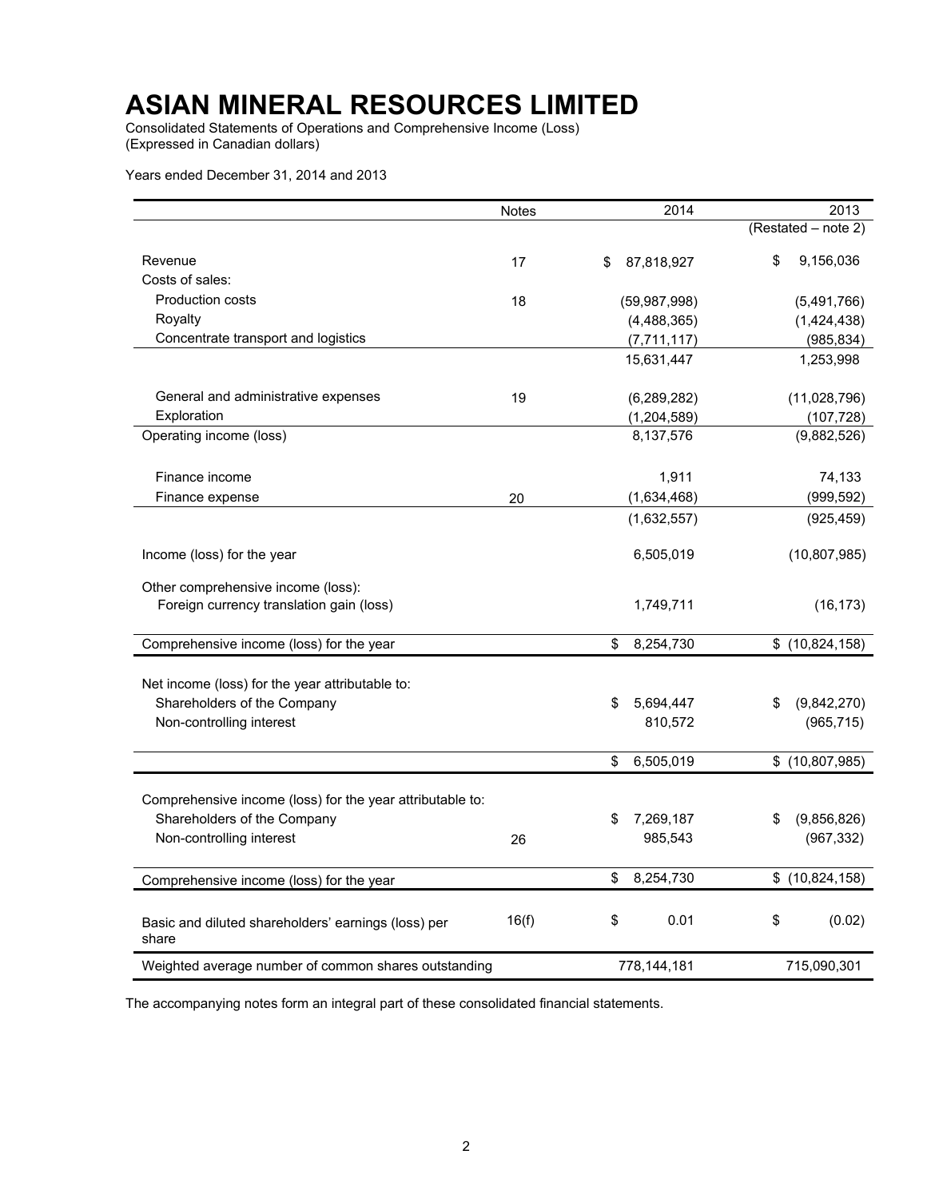# ASIAN MINERAL RESOURCES LIMITED

Consolidated Statements of Operations and Comprehensive Income (Loss)
(Expressed in Canadian dollars)

Years ended December 31, 2014 and 2013

| | Notes | 2014 | 2013 |
|---|---|---|---|
| | | | (Restated – note 2) |
| Revenue | 17 | $ 87,818,927 | $ 9,156,036 |
| Costs of sales: | | | |
| Production costs | 18 | (59,987,998) | (5,491,766) |
| Royalty | | (4,488,365) | (1,424,438) |
| Concentrate transport and logistics | | (7,711,117) | (985,834) |
| | | 15,631,447 | 1,253,998 |
| General and administrative expenses | 19 | (6,289,282) | (11,028,796) |
| Exploration | | (1,204,589) | (107,728) |
| Operating income (loss) | | 8,137,576 | (9,882,526) |
| Finance income | | 1,911 | 74,133 |
| Finance expense | 20 | (1,634,468) | (999,592) |
| | | (1,632,557) | (925,459) |
| Income (loss) for the year | | 6,505,019 | (10,807,985) |
| Other comprehensive income (loss): | | | |
| Foreign currency translation gain (loss) | | 1,749,711 | (16,173) |
| Comprehensive income (loss) for the year | | $ 8,254,730 | $ (10,824,158) |
| Net income (loss) for the year attributable to: | | | |
| Shareholders of the Company | | $ 5,694,447 | $ (9,842,270) |
| Non-controlling interest | | 810,572 | (965,715) |
| | | $ 6,505,019 | $ (10,807,985) |
| Comprehensive income (loss) for the year attributable to: | | | |
| Shareholders of the Company | | $ 7,269,187 | $ (9,856,826) |
| Non-controlling interest | 26 | 985,543 | (967,332) |
| Comprehensive income (loss) for the year | | $ 8,254,730 | $ (10,824,158) |
| Basic and diluted shareholders' earnings (loss) per share | 16(f) | $ 0.01 | $ (0.02) |
| Weighted average number of common shares outstanding | | 778,144,181 | 715,090,301 |

The accompanying notes form an integral part of these consolidated financial statements.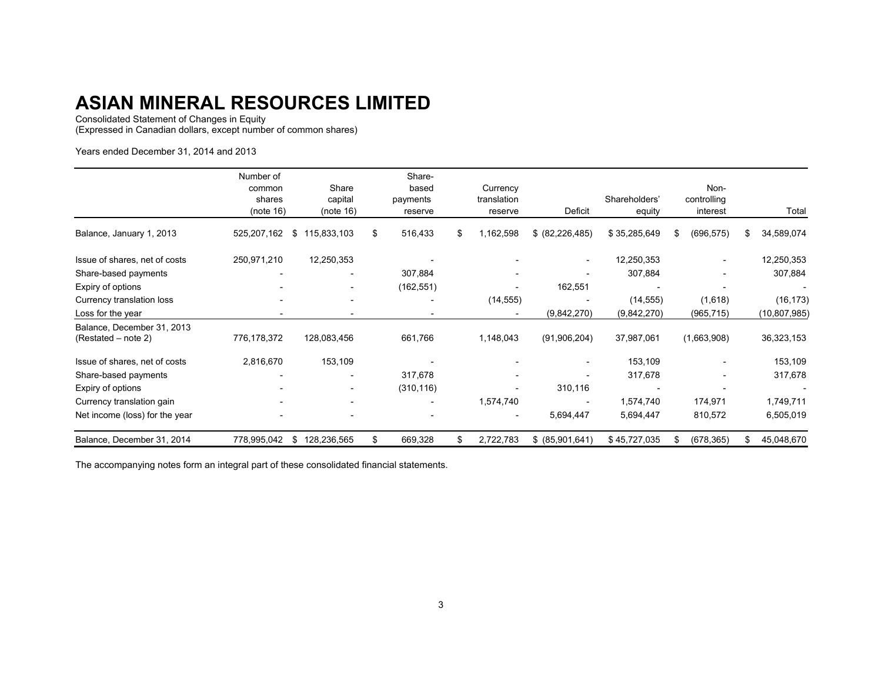# ASIAN MINERAL RESOURCES LIMITED

Consolidated Statement of Changes in Equity
(Expressed in Canadian dollars, except number of common shares)

Years ended December 31, 2014 and 2013

| | Number of common shares (note 16) | Share capital (note 16) | Share-based payments reserve | Currency translation reserve | Deficit | Shareholders' equity | Non-controlling interest | Total |
|---|---|---|---|---|---|---|---|---|
| Balance, January 1, 2013 | 525,207,162 | $ 115,833,103 | $ 516,433 | $ 1,162,598 | $ (82,226,485) | $ 35,285,649 | $ (696,575) | $ 34,589,074 |
| Issue of shares, net of costs | 250,971,210 | 12,250,353 | - | - | - | 12,250,353 | - | 12,250,353 |
| Share-based payments | - | - | 307,884 | - | - | 307,884 | - | 307,884 |
| Expiry of options | - | - | (162,551) | - | 162,551 | - | - | - |
| Currency translation loss | - | - | - | (14,555) | - | (14,555) | (1,618) | (16,173) |
| Loss for the year | - | - | - | - | (9,842,270) | (9,842,270) | (965,715) | (10,807,985) |
| Balance, December 31, 2013 (Restated – note 2) | 776,178,372 | 128,083,456 | 661,766 | 1,148,043 | (91,906,204) | 37,987,061 | (1,663,908) | 36,323,153 |
| Issue of shares, net of costs | 2,816,670 | 153,109 | - | - | - | 153,109 | - | 153,109 |
| Share-based payments | - | - | 317,678 | - | - | 317,678 | - | 317,678 |
| Expiry of options | - | - | (310,116) | - | 310,116 | - | - | - |
| Currency translation gain | - | - | - | 1,574,740 | - | 1,574,740 | 174,971 | 1,749,711 |
| Net income (loss) for the year | - | - | - | - | 5,694,447 | 5,694,447 | 810,572 | 6,505,019 |
| Balance, December 31, 2014 | 778,995,042 | $ 128,236,565 | $ 669,328 | $ 2,722,783 | $ (85,901,641) | $ 45,727,035 | $ (678,365) | $ 45,048,670 |

The accompanying notes form an integral part of these consolidated financial statements.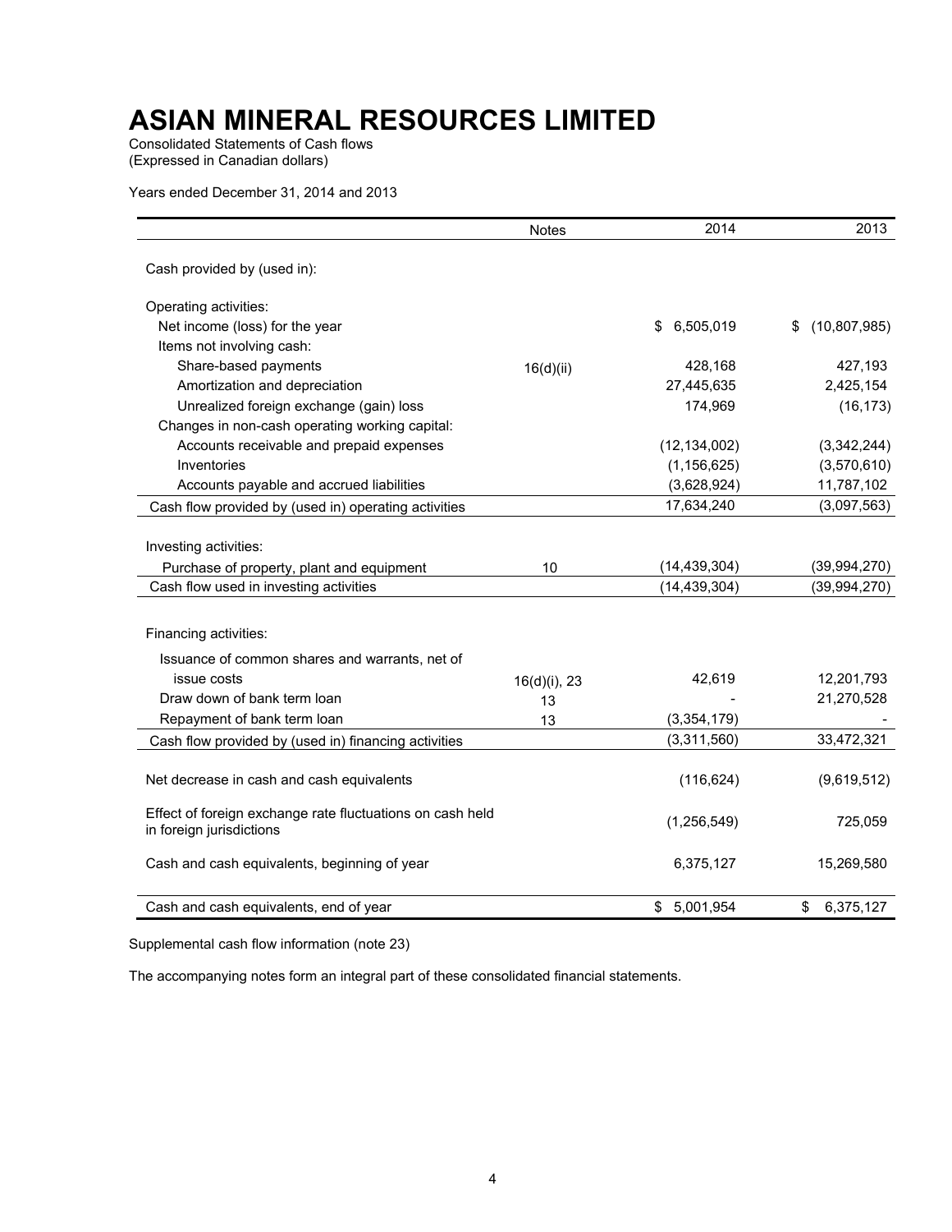# ASIAN MINERAL RESOURCES LIMITED

Consolidated Statements of Cash flows
(Expressed in Canadian dollars)

Years ended December 31, 2014 and 2013

| | Notes | 2014 | 2013 |
|---|---|---|---|
| Cash provided by (used in): | | | |
| Operating activities: | | | |
| Net income (loss) for the year | | $ 6,505,019 | $ (10,807,985) |
| Items not involving cash: | | | |
| Share-based payments | 16(d)(ii) | 428,168 | 427,193 |
| Amortization and depreciation | | 27,445,635 | 2,425,154 |
| Unrealized foreign exchange (gain) loss | | 174,969 | (16,173) |
| Changes in non-cash operating working capital: | | | |
| Accounts receivable and prepaid expenses | | (12,134,002) | (3,342,244) |
| Inventories | | (1,156,625) | (3,570,610) |
| Accounts payable and accrued liabilities | | (3,628,924) | 11,787,102 |
| Cash flow provided by (used in) operating activities | | 17,634,240 | (3,097,563) |
| Investing activities: | | | |
| Purchase of property, plant and equipment | 10 | (14,439,304) | (39,994,270) |
| Cash flow used in investing activities | | (14,439,304) | (39,994,270) |
| Financing activities: | | | |
| Issuance of common shares and warrants, net of issue costs | 16(d)(i), 23 | 42,619 | 12,201,793 |
| Draw down of bank term loan | 13 | - | 21,270,528 |
| Repayment of bank term loan | 13 | (3,354,179) | - |
| Cash flow provided by (used in) financing activities | | (3,311,560) | 33,472,321 |
| Net decrease in cash and cash equivalents | | (116,624) | (9,619,512) |
| Effect of foreign exchange rate fluctuations on cash held in foreign jurisdictions | | (1,256,549) | 725,059 |
| Cash and cash equivalents, beginning of year | | 6,375,127 | 15,269,580 |
| Cash and cash equivalents, end of year | | $ 5,001,954 | $ 6,375,127 |

Supplemental cash flow information (note 23)

The accompanying notes form an integral part of these consolidated financial statements.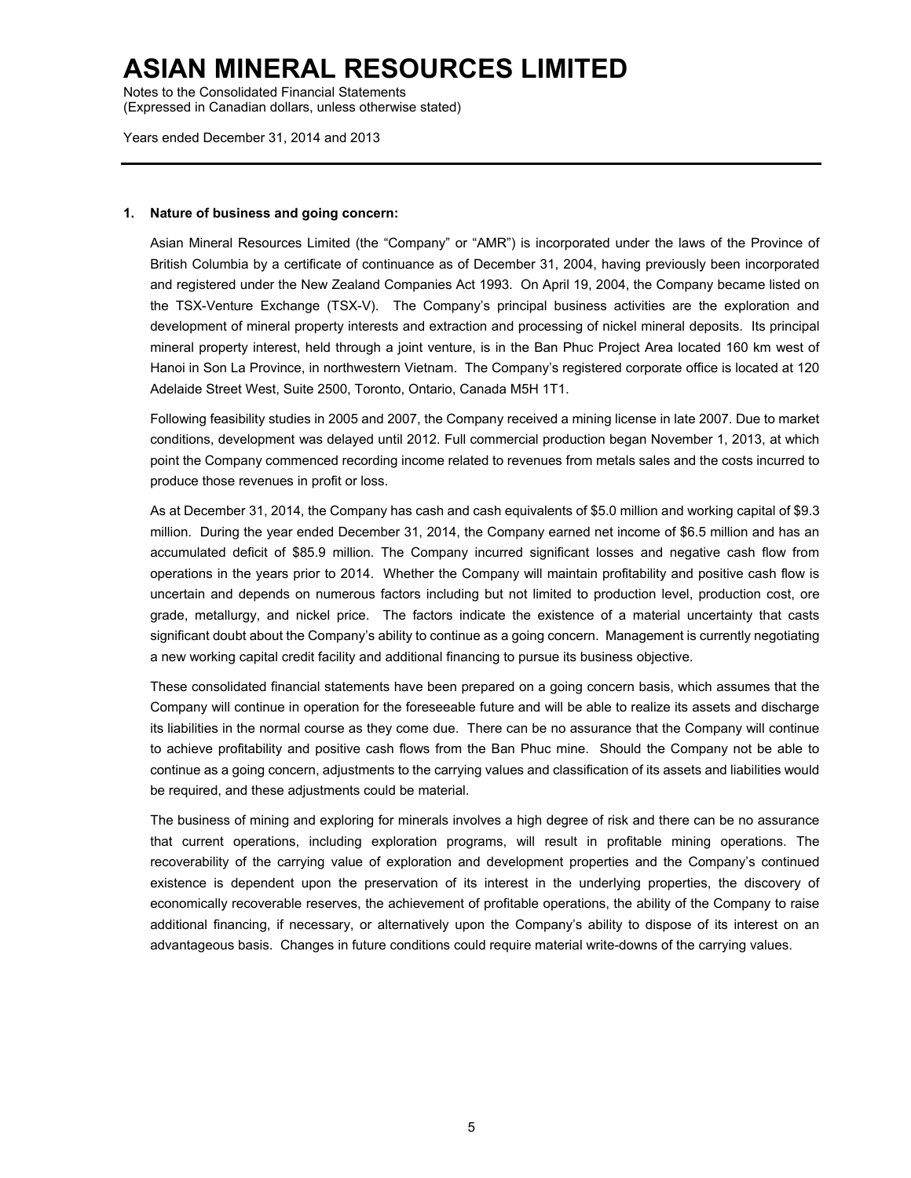## 1. Nature of business and going concern:

Asian Mineral Resources Limited (the "Company" or "AMR") is incorporated under the laws of the Province of British Columbia by a certificate of continuance as of December 31, 2004, having previously been incorporated and registered under the New Zealand Companies Act 1993. On April 19, 2004, the Company became listed on the TSX-Venture Exchange (TSX-V). The Company's principal business activities are the exploration and development of mineral property interests and extraction and processing of nickel mineral deposits. Its principal mineral property interest, held through a joint venture, is in the Ban Phuc Project Area located 160 km west of Hanoi in Son La Province, in northwestern Vietnam. The Company's registered corporate office is located at 120 Adelaide Street West, Suite 2500, Toronto, Ontario, Canada M5H 1T1.

Following feasibility studies in 2005 and 2007, the Company received a mining license in late 2007. Due to market conditions, development was delayed until 2012. Full commercial production began November 1, 2013, at which point the Company commenced recording income related to revenues from metals sales and the costs incurred to produce those revenues in profit or loss.

As at December 31, 2014, the Company has cash and cash equivalents of $5.0 million and working capital of $9.3 million. During the year ended December 31, 2014, the Company earned net income of $6.5 million and has an accumulated deficit of $85.9 million. The Company incurred significant losses and negative cash flow from operations in the years prior to 2014. Whether the Company will maintain profitability and positive cash flow is uncertain and depends on numerous factors including but not limited to production level, production cost, ore grade, metallurgy, and nickel price. The factors indicate the existence of a material uncertainty that casts significant doubt about the Company's ability to continue as a going concern. Management is currently negotiating a new working capital credit facility and additional financing to pursue its business objective.

These consolidated financial statements have been prepared on a going concern basis, which assumes that the Company will continue in operation for the foreseeable future and will be able to realize its assets and discharge its liabilities in the normal course as they come due. There can be no assurance that the Company will continue to achieve profitability and positive cash flows from the Ban Phuc mine. Should the Company not be able to continue as a going concern, adjustments to the carrying values and classification of its assets and liabilities would be required, and these adjustments could be material.

The business of mining and exploring for minerals involves a high degree of risk and there can be no assurance that current operations, including exploration programs, will result in profitable mining operations. The recoverability of the carrying value of exploration and development properties and the Company's continued existence is dependent upon the preservation of its interest in the underlying properties, the discovery of economically recoverable reserves, the achievement of profitable operations, the ability of the Company to raise additional financing, if necessary, or alternatively upon the Company's ability to dispose of its interest on an advantageous basis. Changes in future conditions could require material write-downs of the carrying values.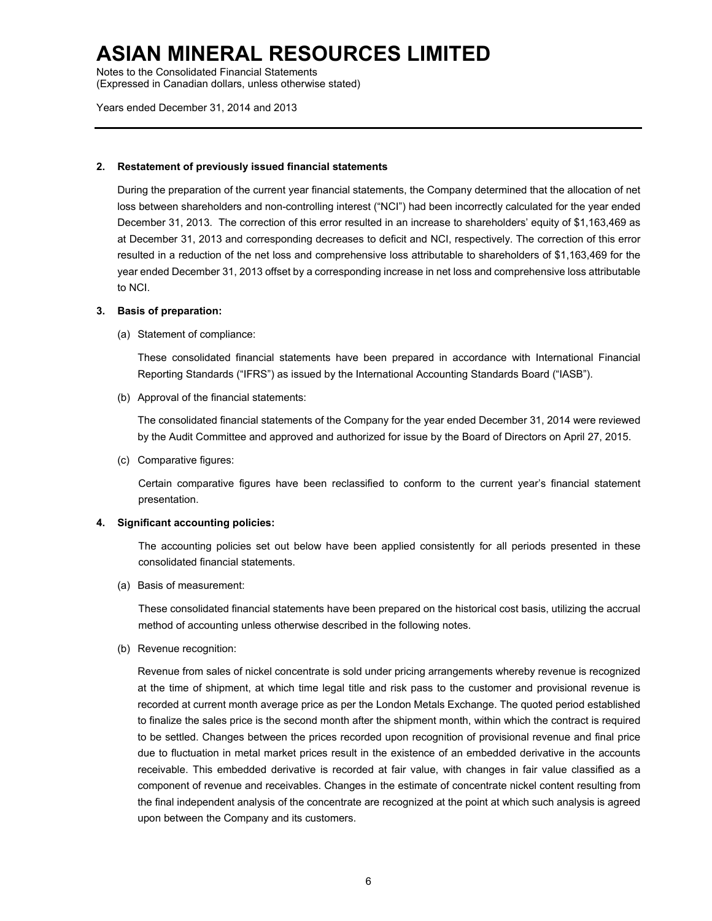# ASIAN MINERAL RESOURCES LIMITED

Notes to the Consolidated Financial Statements
(Expressed in Canadian dollars, unless otherwise stated)

Years ended December 31, 2014 and 2013

**2. Restatement of previously issued financial statements**

During the preparation of the current year financial statements, the Company determined that the allocation of net loss between shareholders and non-controlling interest ("NCI") had been incorrectly calculated for the year ended December 31, 2013. The correction of this error resulted in an increase to shareholders' equity of $1,163,469 as at December 31, 2013 and corresponding decreases to deficit and NCI, respectively. The correction of this error resulted in a reduction of the net loss and comprehensive loss attributable to shareholders of $1,163,469 for the year ended December 31, 2013 offset by a corresponding increase in net loss and comprehensive loss attributable to NCI.

**3. Basis of preparation:**

(a) Statement of compliance:

These consolidated financial statements have been prepared in accordance with International Financial Reporting Standards ("IFRS") as issued by the International Accounting Standards Board ("IASB").

(b) Approval of the financial statements:

The consolidated financial statements of the Company for the year ended December 31, 2014 were reviewed by the Audit Committee and approved and authorized for issue by the Board of Directors on April 27, 2015.

(c) Comparative figures:

Certain comparative figures have been reclassified to conform to the current year's financial statement presentation.

**4. Significant accounting policies:**

The accounting policies set out below have been applied consistently for all periods presented in these consolidated financial statements.

(a) Basis of measurement:

These consolidated financial statements have been prepared on the historical cost basis, utilizing the accrual method of accounting unless otherwise described in the following notes.

(b) Revenue recognition:

Revenue from sales of nickel concentrate is sold under pricing arrangements whereby revenue is recognized at the time of shipment, at which time legal title and risk pass to the customer and provisional revenue is recorded at current month average price as per the London Metals Exchange. The quoted period established to finalize the sales price is the second month after the shipment month, within which the contract is required to be settled. Changes between the prices recorded upon recognition of provisional revenue and final price due to fluctuation in metal market prices result in the existence of an embedded derivative in the accounts receivable. This embedded derivative is recorded at fair value, with changes in fair value classified as a component of revenue and receivables. Changes in the estimate of concentrate nickel content resulting from the final independent analysis of the concentrate are recognized at the point at which such analysis is agreed upon between the Company and its customers.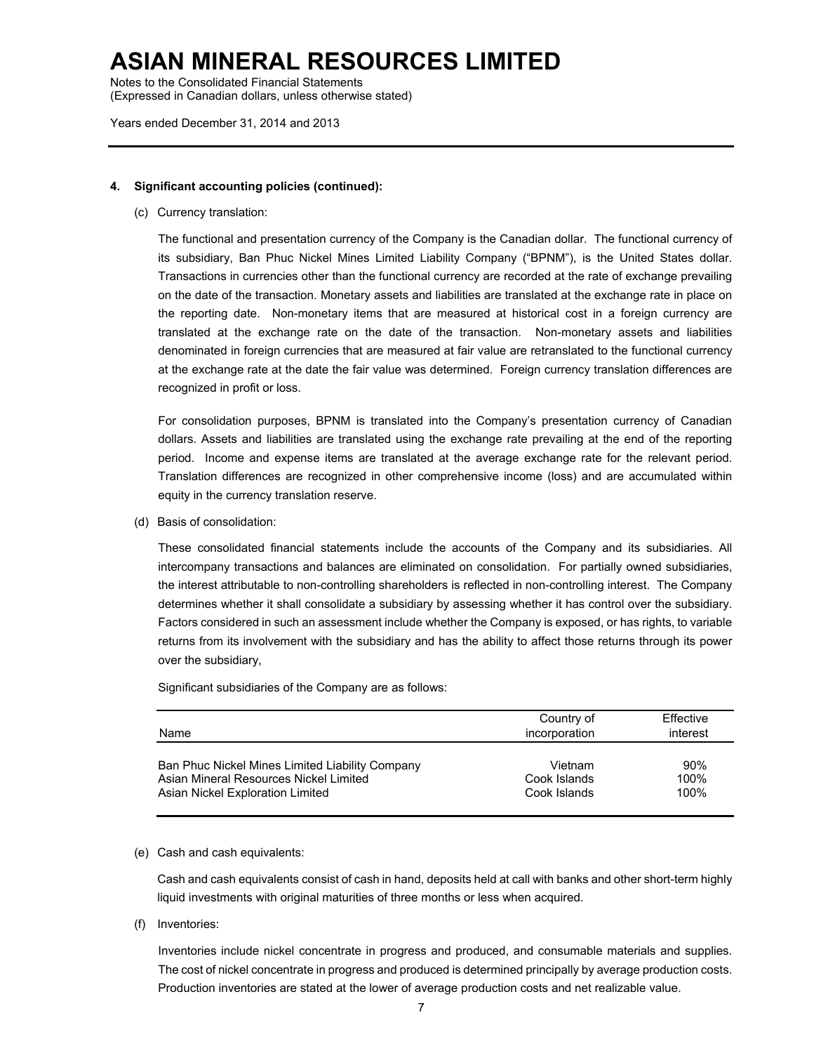**4. Significant accounting policies (continued):**

(c) Currency translation:

The functional and presentation currency of the Company is the Canadian dollar. The functional currency of its subsidiary, Ban Phuc Nickel Mines Limited Liability Company ("BPNM"), is the United States dollar. Transactions in currencies other than the functional currency are recorded at the rate of exchange prevailing on the date of the transaction. Monetary assets and liabilities are translated at the exchange rate in place on the reporting date. Non-monetary items that are measured at historical cost in a foreign currency are translated at the exchange rate on the date of the transaction. Non-monetary assets and liabilities denominated in foreign currencies that are measured at fair value are retranslated to the functional currency at the exchange rate at the date the fair value was determined. Foreign currency translation differences are recognized in profit or loss.

For consolidation purposes, BPNM is translated into the Company's presentation currency of Canadian dollars. Assets and liabilities are translated using the exchange rate prevailing at the end of the reporting period. Income and expense items are translated at the average exchange rate for the relevant period. Translation differences are recognized in other comprehensive income (loss) and are accumulated within equity in the currency translation reserve.

(d) Basis of consolidation:

These consolidated financial statements include the accounts of the Company and its subsidiaries. All intercompany transactions and balances are eliminated on consolidation. For partially owned subsidiaries, the interest attributable to non-controlling shareholders is reflected in non-controlling interest. The Company determines whether it shall consolidate a subsidiary by assessing whether it has control over the subsidiary. Factors considered in such an assessment include whether the Company is exposed, or has rights, to variable returns from its involvement with the subsidiary and has the ability to affect those returns through its power over the subsidiary,

Significant subsidiaries of the Company are as follows:

| Name | Country of incorporation | Effective interest |
|---|---|---|
| Ban Phuc Nickel Mines Limited Liability Company | Vietnam | 90% |
| Asian Mineral Resources Nickel Limited | Cook Islands | 100% |
| Asian Nickel Exploration Limited | Cook Islands | 100% |

(e) Cash and cash equivalents:

Cash and cash equivalents consist of cash in hand, deposits held at call with banks and other short-term highly liquid investments with original maturities of three months or less when acquired.

(f) Inventories:

Inventories include nickel concentrate in progress and produced, and consumable materials and supplies. The cost of nickel concentrate in progress and produced is determined principally by average production costs. Production inventories are stated at the lower of average production costs and net realizable value.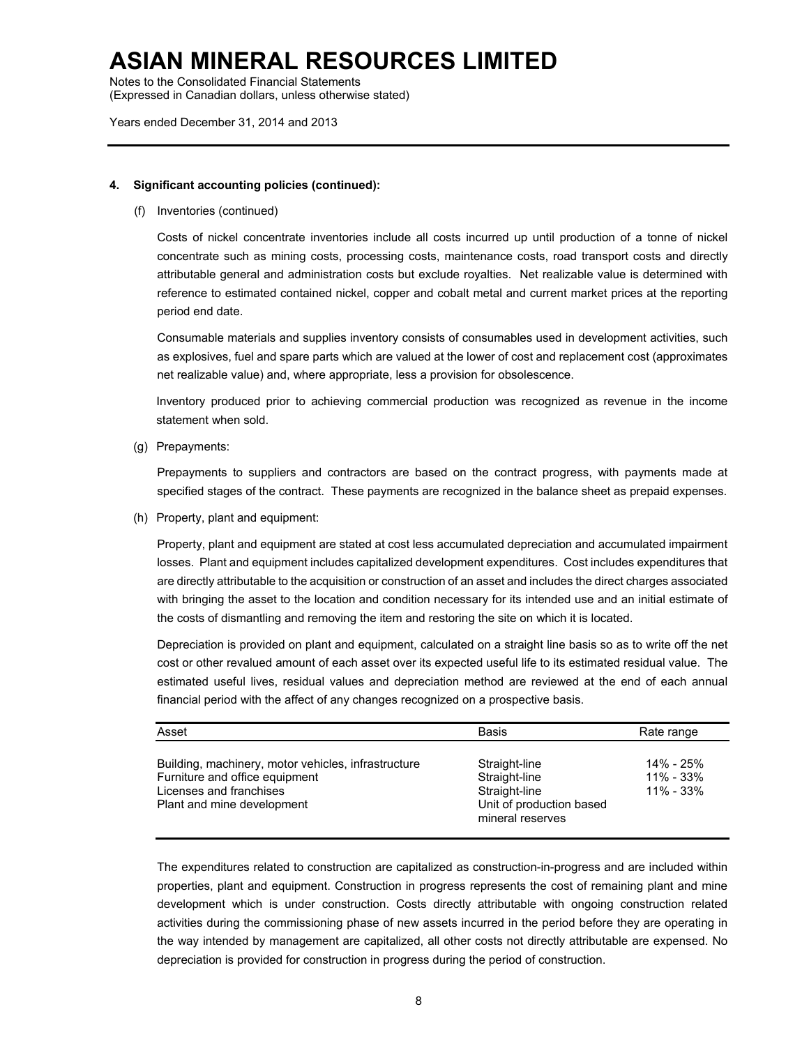**4. Significant accounting policies (continued):**

(f) Inventories (continued)

Costs of nickel concentrate inventories include all costs incurred up until production of a tonne of nickel concentrate such as mining costs, processing costs, maintenance costs, road transport costs and directly attributable general and administration costs but exclude royalties. Net realizable value is determined with reference to estimated contained nickel, copper and cobalt metal and current market prices at the reporting period end date.

Consumable materials and supplies inventory consists of consumables used in development activities, such as explosives, fuel and spare parts which are valued at the lower of cost and replacement cost (approximates net realizable value) and, where appropriate, less a provision for obsolescence.

Inventory produced prior to achieving commercial production was recognized as revenue in the income statement when sold.

(g) Prepayments:

Prepayments to suppliers and contractors are based on the contract progress, with payments made at specified stages of the contract. These payments are recognized in the balance sheet as prepaid expenses.

(h) Property, plant and equipment:

Property, plant and equipment are stated at cost less accumulated depreciation and accumulated impairment losses. Plant and equipment includes capitalized development expenditures. Cost includes expenditures that are directly attributable to the acquisition or construction of an asset and includes the direct charges associated with bringing the asset to the location and condition necessary for its intended use and an initial estimate of the costs of dismantling and removing the item and restoring the site on which it is located.

Depreciation is provided on plant and equipment, calculated on a straight line basis so as to write off the net cost or other revalued amount of each asset over its expected useful life to its estimated residual value. The estimated useful lives, residual values and depreciation method are reviewed at the end of each annual financial period with the affect of any changes recognized on a prospective basis.

| Asset | Basis | Rate range |
|---|---|---|
| Building, machinery, motor vehicles, infrastructure | Straight-line | 14% - 25% |
| Furniture and office equipment | Straight-line | 11% - 33% |
| Licenses and franchises | Straight-line | 11% - 33% |
| Plant and mine development | Unit of production based mineral reserves | |

The expenditures related to construction are capitalized as construction-in-progress and are included within properties, plant and equipment. Construction in progress represents the cost of remaining plant and mine development which is under construction. Costs directly attributable with ongoing construction related activities during the commissioning phase of new assets incurred in the period before they are operating in the way intended by management are capitalized, all other costs not directly attributable are expensed. No depreciation is provided for construction in progress during the period of construction.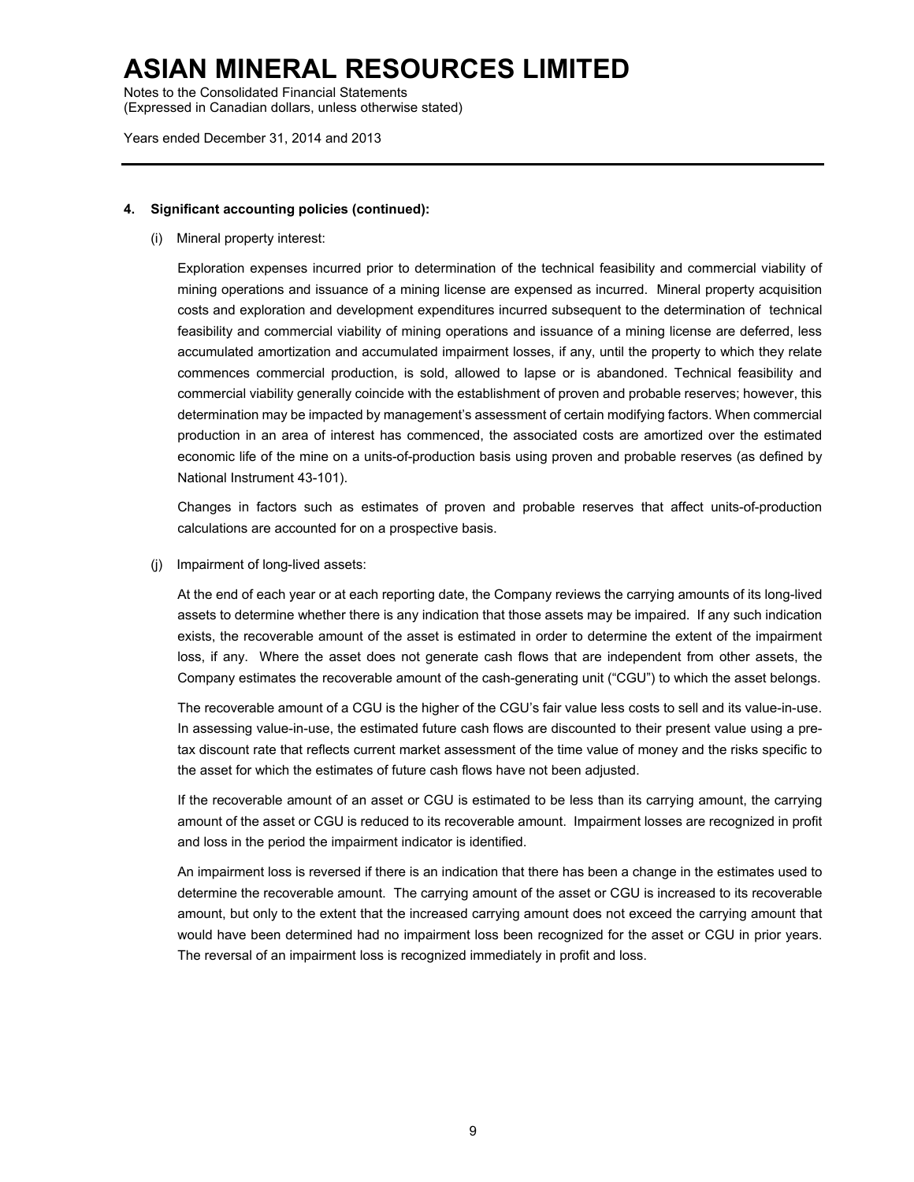**4. Significant accounting policies (continued):**

(i) Mineral property interest:

Exploration expenses incurred prior to determination of the technical feasibility and commercial viability of mining operations and issuance of a mining license are expensed as incurred. Mineral property acquisition costs and exploration and development expenditures incurred subsequent to the determination of technical feasibility and commercial viability of mining operations and issuance of a mining license are deferred, less accumulated amortization and accumulated impairment losses, if any, until the property to which they relate commences commercial production, is sold, allowed to lapse or is abandoned. Technical feasibility and commercial viability generally coincide with the establishment of proven and probable reserves; however, this determination may be impacted by management's assessment of certain modifying factors. When commercial production in an area of interest has commenced, the associated costs are amortized over the estimated economic life of the mine on a units-of-production basis using proven and probable reserves (as defined by National Instrument 43-101).

Changes in factors such as estimates of proven and probable reserves that affect units-of-production calculations are accounted for on a prospective basis.

(j) Impairment of long-lived assets:

At the end of each year or at each reporting date, the Company reviews the carrying amounts of its long-lived assets to determine whether there is any indication that those assets may be impaired. If any such indication exists, the recoverable amount of the asset is estimated in order to determine the extent of the impairment loss, if any. Where the asset does not generate cash flows that are independent from other assets, the Company estimates the recoverable amount of the cash-generating unit ("CGU") to which the asset belongs.

The recoverable amount of a CGU is the higher of the CGU's fair value less costs to sell and its value-in-use. In assessing value-in-use, the estimated future cash flows are discounted to their present value using a pre-tax discount rate that reflects current market assessment of the time value of money and the risks specific to the asset for which the estimates of future cash flows have not been adjusted.

If the recoverable amount of an asset or CGU is estimated to be less than its carrying amount, the carrying amount of the asset or CGU is reduced to its recoverable amount. Impairment losses are recognized in profit and loss in the period the impairment indicator is identified.

An impairment loss is reversed if there is an indication that there has been a change in the estimates used to determine the recoverable amount. The carrying amount of the asset or CGU is increased to its recoverable amount, but only to the extent that the increased carrying amount does not exceed the carrying amount that would have been determined had no impairment loss been recognized for the asset or CGU in prior years. The reversal of an impairment loss is recognized immediately in profit and loss.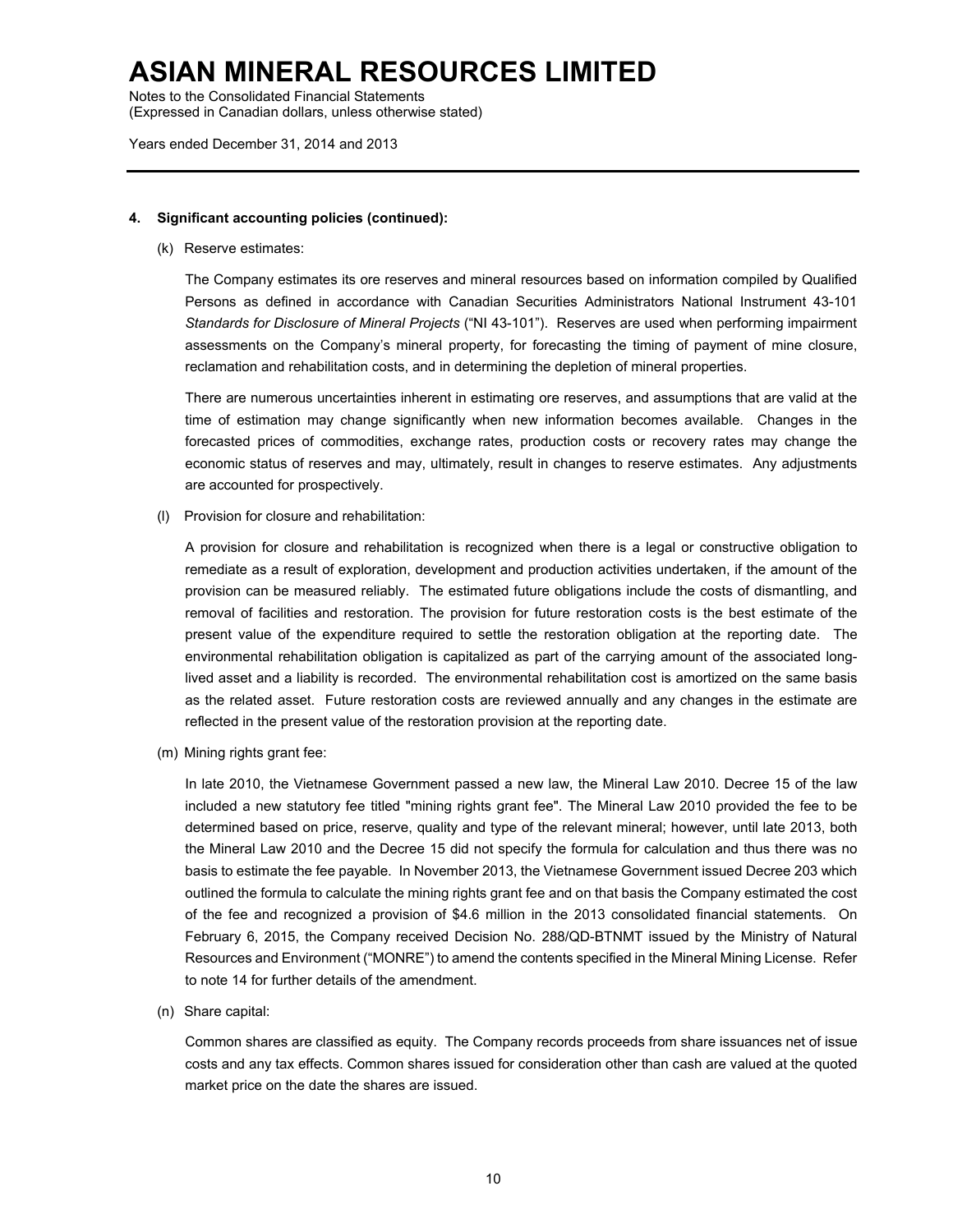**4. Significant accounting policies (continued):**

(k) Reserve estimates:

The Company estimates its ore reserves and mineral resources based on information compiled by Qualified Persons as defined in accordance with Canadian Securities Administrators National Instrument 43-101 *Standards for Disclosure of Mineral Projects* ("NI 43-101"). Reserves are used when performing impairment assessments on the Company's mineral property, for forecasting the timing of payment of mine closure, reclamation and rehabilitation costs, and in determining the depletion of mineral properties.

There are numerous uncertainties inherent in estimating ore reserves, and assumptions that are valid at the time of estimation may change significantly when new information becomes available. Changes in the forecasted prices of commodities, exchange rates, production costs or recovery rates may change the economic status of reserves and may, ultimately, result in changes to reserve estimates. Any adjustments are accounted for prospectively.

(l) Provision for closure and rehabilitation:

A provision for closure and rehabilitation is recognized when there is a legal or constructive obligation to remediate as a result of exploration, development and production activities undertaken, if the amount of the provision can be measured reliably. The estimated future obligations include the costs of dismantling, and removal of facilities and restoration. The provision for future restoration costs is the best estimate of the present value of the expenditure required to settle the restoration obligation at the reporting date. The environmental rehabilitation obligation is capitalized as part of the carrying amount of the associated long-lived asset and a liability is recorded. The environmental rehabilitation cost is amortized on the same basis as the related asset. Future restoration costs are reviewed annually and any changes in the estimate are reflected in the present value of the restoration provision at the reporting date.

(m) Mining rights grant fee:

In late 2010, the Vietnamese Government passed a new law, the Mineral Law 2010. Decree 15 of the law included a new statutory fee titled "mining rights grant fee". The Mineral Law 2010 provided the fee to be determined based on price, reserve, quality and type of the relevant mineral; however, until late 2013, both the Mineral Law 2010 and the Decree 15 did not specify the formula for calculation and thus there was no basis to estimate the fee payable. In November 2013, the Vietnamese Government issued Decree 203 which outlined the formula to calculate the mining rights grant fee and on that basis the Company estimated the cost of the fee and recognized a provision of $4.6 million in the 2013 consolidated financial statements. On February 6, 2015, the Company received Decision No. 288/QD-BTNMT issued by the Ministry of Natural Resources and Environment ("MONRE") to amend the contents specified in the Mineral Mining License. Refer to note 14 for further details of the amendment.

(n) Share capital:

Common shares are classified as equity. The Company records proceeds from share issuances net of issue costs and any tax effects. Common shares issued for consideration other than cash are valued at the quoted market price on the date the shares are issued.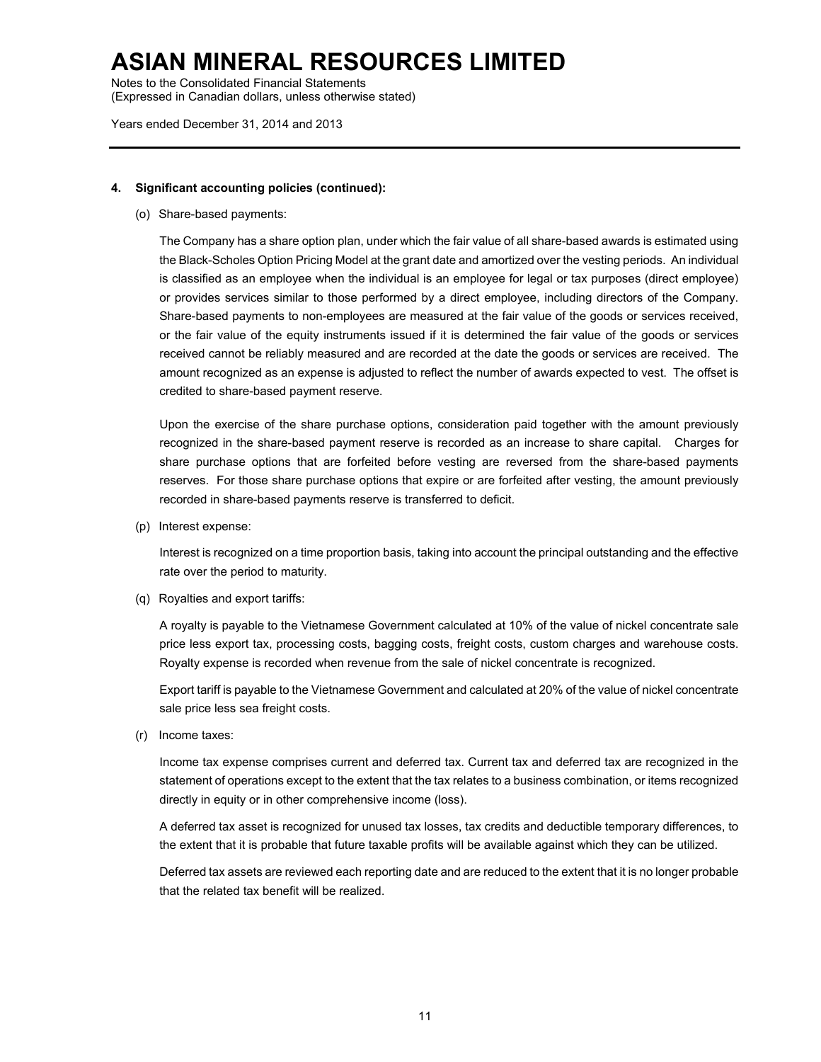# ASIAN MINERAL RESOURCES LIMITED

Notes to the Consolidated Financial Statements
(Expressed in Canadian dollars, unless otherwise stated)

Years ended December 31, 2014 and 2013

**4. Significant accounting policies (continued):**

(o) Share-based payments:

The Company has a share option plan, under which the fair value of all share-based awards is estimated using the Black-Scholes Option Pricing Model at the grant date and amortized over the vesting periods. An individual is classified as an employee when the individual is an employee for legal or tax purposes (direct employee) or provides services similar to those performed by a direct employee, including directors of the Company. Share-based payments to non-employees are measured at the fair value of the goods or services received, or the fair value of the equity instruments issued if it is determined the fair value of the goods or services received cannot be reliably measured and are recorded at the date the goods or services are received. The amount recognized as an expense is adjusted to reflect the number of awards expected to vest. The offset is credited to share-based payment reserve.

Upon the exercise of the share purchase options, consideration paid together with the amount previously recognized in the share-based payment reserve is recorded as an increase to share capital. Charges for share purchase options that are forfeited before vesting are reversed from the share-based payments reserves. For those share purchase options that expire or are forfeited after vesting, the amount previously recorded in share-based payments reserve is transferred to deficit.

(p) Interest expense:

Interest is recognized on a time proportion basis, taking into account the principal outstanding and the effective rate over the period to maturity.

(q) Royalties and export tariffs:

A royalty is payable to the Vietnamese Government calculated at 10% of the value of nickel concentrate sale price less export tax, processing costs, bagging costs, freight costs, custom charges and warehouse costs. Royalty expense is recorded when revenue from the sale of nickel concentrate is recognized.

Export tariff is payable to the Vietnamese Government and calculated at 20% of the value of nickel concentrate sale price less sea freight costs.

(r) Income taxes:

Income tax expense comprises current and deferred tax. Current tax and deferred tax are recognized in the statement of operations except to the extent that the tax relates to a business combination, or items recognized directly in equity or in other comprehensive income (loss).

A deferred tax asset is recognized for unused tax losses, tax credits and deductible temporary differences, to the extent that it is probable that future taxable profits will be available against which they can be utilized.

Deferred tax assets are reviewed each reporting date and are reduced to the extent that it is no longer probable that the related tax benefit will be realized.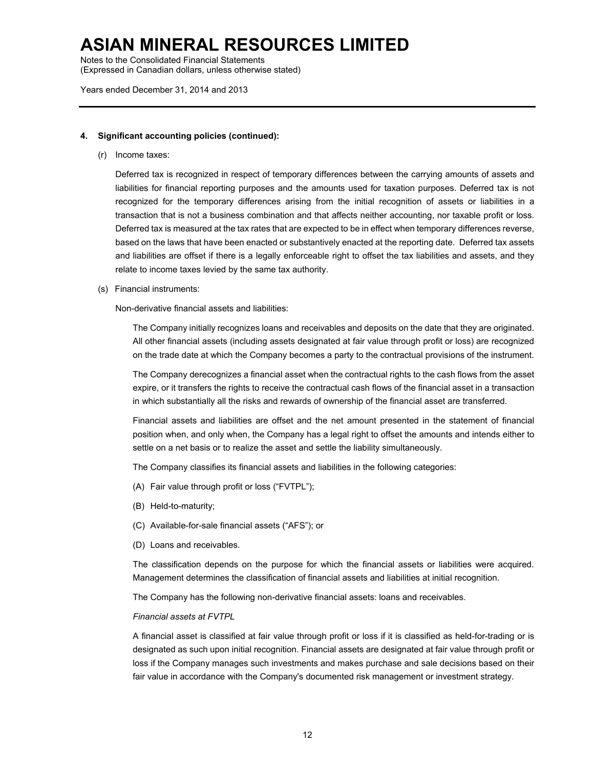**4. Significant accounting policies (continued):**

(r) Income taxes:

Deferred tax is recognized in respect of temporary differences between the carrying amounts of assets and liabilities for financial reporting purposes and the amounts used for taxation purposes. Deferred tax is not recognized for the temporary differences arising from the initial recognition of assets or liabilities in a transaction that is not a business combination and that affects neither accounting, nor taxable profit or loss. Deferred tax is measured at the tax rates that are expected to be in effect when temporary differences reverse, based on the laws that have been enacted or substantively enacted at the reporting date. Deferred tax assets and liabilities are offset if there is a legally enforceable right to offset the tax liabilities and assets, and they relate to income taxes levied by the same tax authority.

(s) Financial instruments:

Non-derivative financial assets and liabilities:

The Company initially recognizes loans and receivables and deposits on the date that they are originated. All other financial assets (including assets designated at fair value through profit or loss) are recognized on the trade date at which the Company becomes a party to the contractual provisions of the instrument.

The Company derecognizes a financial asset when the contractual rights to the cash flows from the asset expire, or it transfers the rights to receive the contractual cash flows of the financial asset in a transaction in which substantially all the risks and rewards of ownership of the financial asset are transferred.

Financial assets and liabilities are offset and the net amount presented in the statement of financial position when, and only when, the Company has a legal right to offset the amounts and intends either to settle on a net basis or to realize the asset and settle the liability simultaneously.

The Company classifies its financial assets and liabilities in the following categories:

(A) Fair value through profit or loss ("FVTPL");

(B) Held-to-maturity;

(C) Available-for-sale financial assets ("AFS"); or

(D) Loans and receivables.

The classification depends on the purpose for which the financial assets or liabilities were acquired. Management determines the classification of financial assets and liabilities at initial recognition.

The Company has the following non-derivative financial assets: loans and receivables.

*Financial assets at FVTPL*

A financial asset is classified at fair value through profit or loss if it is classified as held-for-trading or is designated as such upon initial recognition. Financial assets are designated at fair value through profit or loss if the Company manages such investments and makes purchase and sale decisions based on their fair value in accordance with the Company's documented risk management or investment strategy.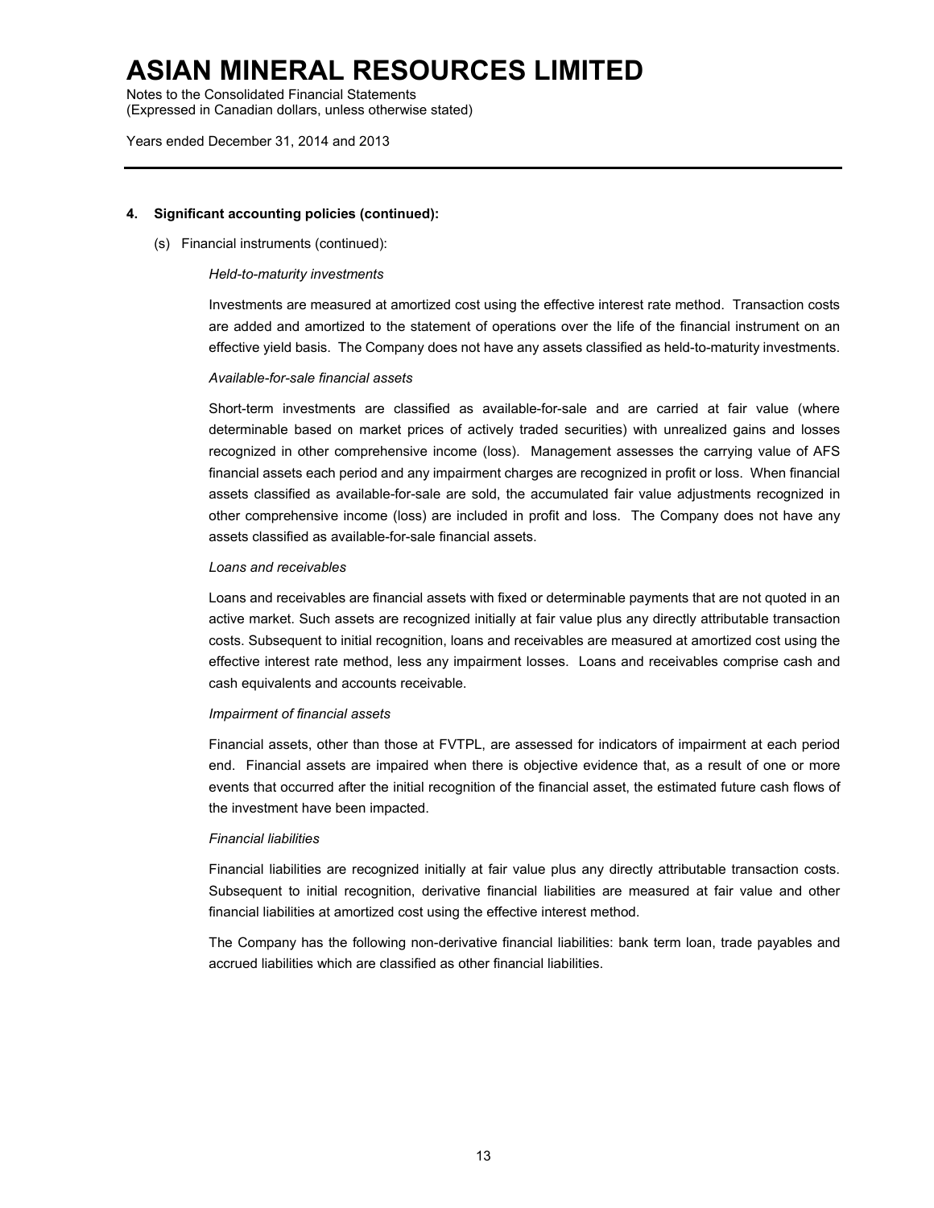## 4. Significant accounting policies (continued):

(s) Financial instruments (continued):

*Held-to-maturity investments*

Investments are measured at amortized cost using the effective interest rate method. Transaction costs are added and amortized to the statement of operations over the life of the financial instrument on an effective yield basis. The Company does not have any assets classified as held-to-maturity investments.

*Available-for-sale financial assets*

Short-term investments are classified as available-for-sale and are carried at fair value (where determinable based on market prices of actively traded securities) with unrealized gains and losses recognized in other comprehensive income (loss). Management assesses the carrying value of AFS financial assets each period and any impairment charges are recognized in profit or loss. When financial assets classified as available-for-sale are sold, the accumulated fair value adjustments recognized in other comprehensive income (loss) are included in profit and loss. The Company does not have any assets classified as available-for-sale financial assets.

*Loans and receivables*

Loans and receivables are financial assets with fixed or determinable payments that are not quoted in an active market. Such assets are recognized initially at fair value plus any directly attributable transaction costs. Subsequent to initial recognition, loans and receivables are measured at amortized cost using the effective interest rate method, less any impairment losses. Loans and receivables comprise cash and cash equivalents and accounts receivable.

*Impairment of financial assets*

Financial assets, other than those at FVTPL, are assessed for indicators of impairment at each period end. Financial assets are impaired when there is objective evidence that, as a result of one or more events that occurred after the initial recognition of the financial asset, the estimated future cash flows of the investment have been impacted.

*Financial liabilities*

Financial liabilities are recognized initially at fair value plus any directly attributable transaction costs. Subsequent to initial recognition, derivative financial liabilities are measured at fair value and other financial liabilities at amortized cost using the effective interest method.

The Company has the following non-derivative financial liabilities: bank term loan, trade payables and accrued liabilities which are classified as other financial liabilities.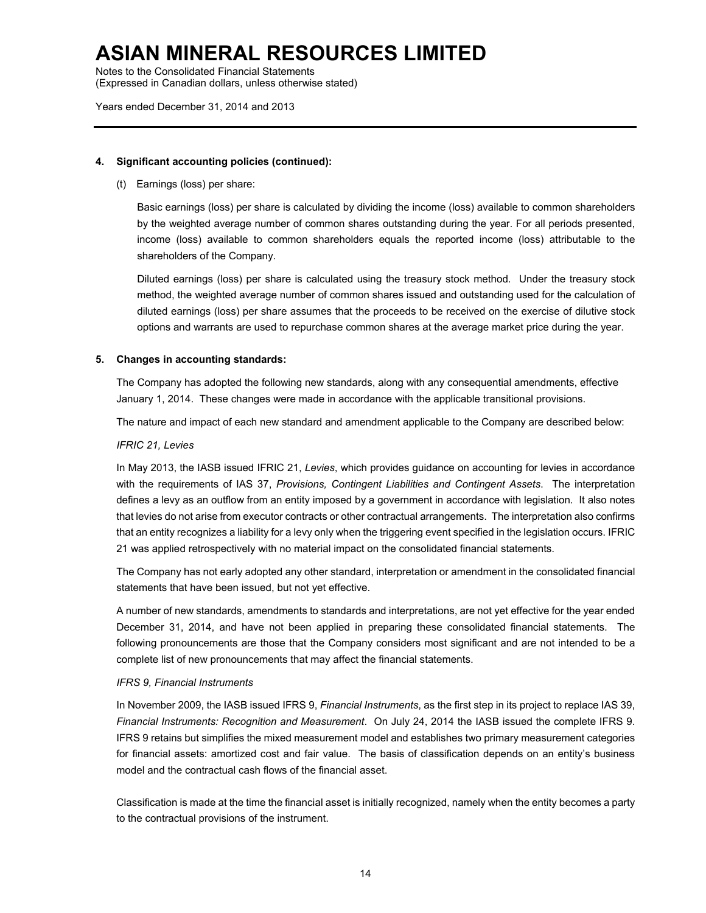**4. Significant accounting policies (continued):**

(t) Earnings (loss) per share:

Basic earnings (loss) per share is calculated by dividing the income (loss) available to common shareholders by the weighted average number of common shares outstanding during the year. For all periods presented, income (loss) available to common shareholders equals the reported income (loss) attributable to the shareholders of the Company.

Diluted earnings (loss) per share is calculated using the treasury stock method. Under the treasury stock method, the weighted average number of common shares issued and outstanding used for the calculation of diluted earnings (loss) per share assumes that the proceeds to be received on the exercise of dilutive stock options and warrants are used to repurchase common shares at the average market price during the year.

**5. Changes in accounting standards:**

The Company has adopted the following new standards, along with any consequential amendments, effective January 1, 2014. These changes were made in accordance with the applicable transitional provisions.

The nature and impact of each new standard and amendment applicable to the Company are described below:

*IFRIC 21, Levies*

In May 2013, the IASB issued IFRIC 21, *Levies*, which provides guidance on accounting for levies in accordance with the requirements of IAS 37, *Provisions, Contingent Liabilities and Contingent Assets*. The interpretation defines a levy as an outflow from an entity imposed by a government in accordance with legislation. It also notes that levies do not arise from executor contracts or other contractual arrangements. The interpretation also confirms that an entity recognizes a liability for a levy only when the triggering event specified in the legislation occurs. IFRIC 21 was applied retrospectively with no material impact on the consolidated financial statements.

The Company has not early adopted any other standard, interpretation or amendment in the consolidated financial statements that have been issued, but not yet effective.

A number of new standards, amendments to standards and interpretations, are not yet effective for the year ended December 31, 2014, and have not been applied in preparing these consolidated financial statements. The following pronouncements are those that the Company considers most significant and are not intended to be a complete list of new pronouncements that may affect the financial statements.

*IFRS 9, Financial Instruments*

In November 2009, the IASB issued IFRS 9, *Financial Instruments*, as the first step in its project to replace IAS 39, *Financial Instruments: Recognition and Measurement*. On July 24, 2014 the IASB issued the complete IFRS 9. IFRS 9 retains but simplifies the mixed measurement model and establishes two primary measurement categories for financial assets: amortized cost and fair value. The basis of classification depends on an entity's business model and the contractual cash flows of the financial asset.

Classification is made at the time the financial asset is initially recognized, namely when the entity becomes a party to the contractual provisions of the instrument.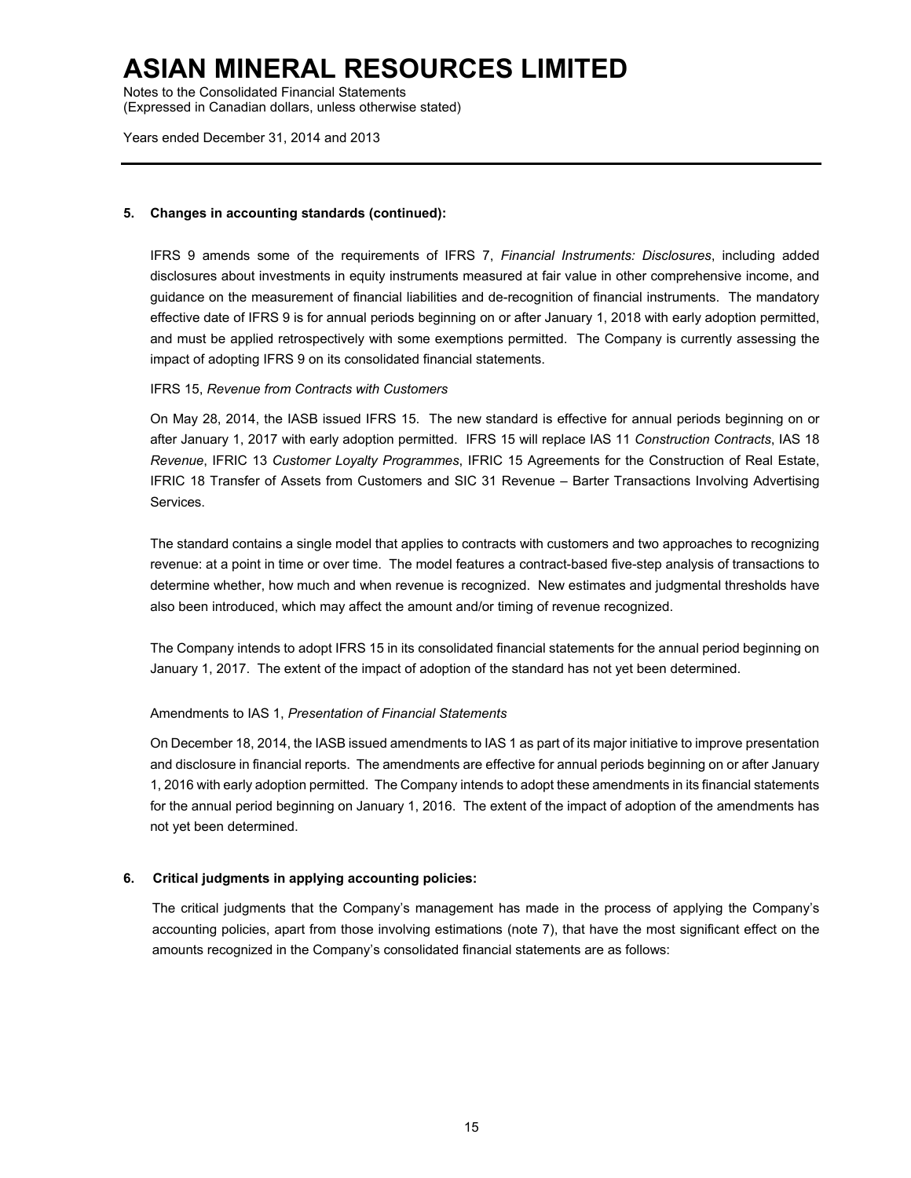### 5. Changes in accounting standards (continued):

IFRS 9 amends some of the requirements of IFRS 7, *Financial Instruments: Disclosures*, including added disclosures about investments in equity instruments measured at fair value in other comprehensive income, and guidance on the measurement of financial liabilities and de-recognition of financial instruments. The mandatory effective date of IFRS 9 is for annual periods beginning on or after January 1, 2018 with early adoption permitted, and must be applied retrospectively with some exemptions permitted. The Company is currently assessing the impact of adopting IFRS 9 on its consolidated financial statements.

IFRS 15, *Revenue from Contracts with Customers*

On May 28, 2014, the IASB issued IFRS 15. The new standard is effective for annual periods beginning on or after January 1, 2017 with early adoption permitted. IFRS 15 will replace IAS 11 *Construction Contracts*, IAS 18 *Revenue*, IFRIC 13 *Customer Loyalty Programmes*, IFRIC 15 Agreements for the Construction of Real Estate, IFRIC 18 Transfer of Assets from Customers and SIC 31 Revenue – Barter Transactions Involving Advertising Services.

The standard contains a single model that applies to contracts with customers and two approaches to recognizing revenue: at a point in time or over time. The model features a contract-based five-step analysis of transactions to determine whether, how much and when revenue is recognized. New estimates and judgmental thresholds have also been introduced, which may affect the amount and/or timing of revenue recognized.

The Company intends to adopt IFRS 15 in its consolidated financial statements for the annual period beginning on January 1, 2017. The extent of the impact of adoption of the standard has not yet been determined.

Amendments to IAS 1, *Presentation of Financial Statements*

On December 18, 2014, the IASB issued amendments to IAS 1 as part of its major initiative to improve presentation and disclosure in financial reports. The amendments are effective for annual periods beginning on or after January 1, 2016 with early adoption permitted. The Company intends to adopt these amendments in its financial statements for the annual period beginning on January 1, 2016. The extent of the impact of adoption of the amendments has not yet been determined.

### 6. Critical judgments in applying accounting policies:

The critical judgments that the Company's management has made in the process of applying the Company's accounting policies, apart from those involving estimations (note 7), that have the most significant effect on the amounts recognized in the Company's consolidated financial statements are as follows: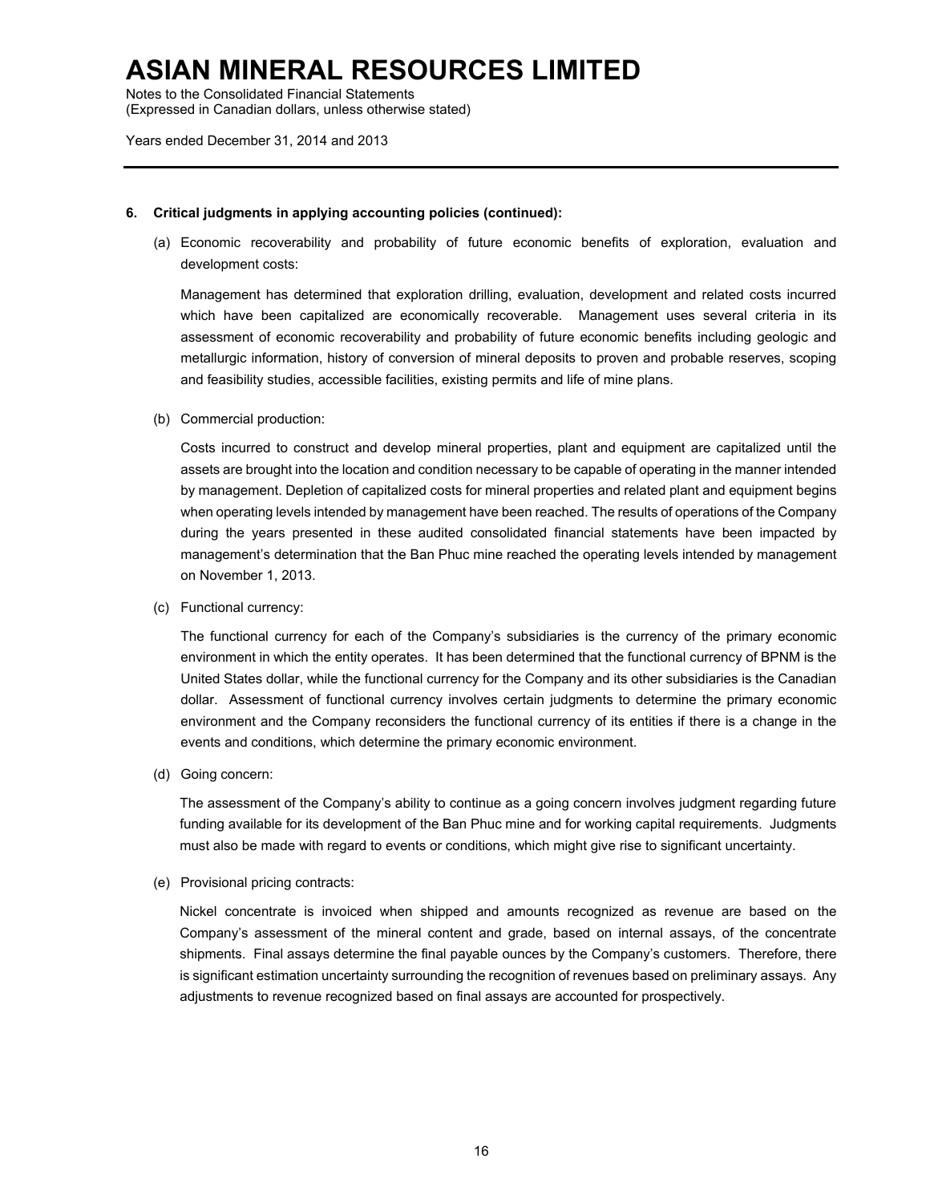**6. Critical judgments in applying accounting policies (continued):**

(a) Economic recoverability and probability of future economic benefits of exploration, evaluation and development costs:

Management has determined that exploration drilling, evaluation, development and related costs incurred which have been capitalized are economically recoverable. Management uses several criteria in its assessment of economic recoverability and probability of future economic benefits including geologic and metallurgic information, history of conversion of mineral deposits to proven and probable reserves, scoping and feasibility studies, accessible facilities, existing permits and life of mine plans.

(b) Commercial production:

Costs incurred to construct and develop mineral properties, plant and equipment are capitalized until the assets are brought into the location and condition necessary to be capable of operating in the manner intended by management. Depletion of capitalized costs for mineral properties and related plant and equipment begins when operating levels intended by management have been reached. The results of operations of the Company during the years presented in these audited consolidated financial statements have been impacted by management's determination that the Ban Phuc mine reached the operating levels intended by management on November 1, 2013.

(c) Functional currency:

The functional currency for each of the Company's subsidiaries is the currency of the primary economic environment in which the entity operates. It has been determined that the functional currency of BPNM is the United States dollar, while the functional currency for the Company and its other subsidiaries is the Canadian dollar. Assessment of functional currency involves certain judgments to determine the primary economic environment and the Company reconsiders the functional currency of its entities if there is a change in the events and conditions, which determine the primary economic environment.

(d) Going concern:

The assessment of the Company's ability to continue as a going concern involves judgment regarding future funding available for its development of the Ban Phuc mine and for working capital requirements. Judgments must also be made with regard to events or conditions, which might give rise to significant uncertainty.

(e) Provisional pricing contracts:

Nickel concentrate is invoiced when shipped and amounts recognized as revenue are based on the Company's assessment of the mineral content and grade, based on internal assays, of the concentrate shipments. Final assays determine the final payable ounces by the Company's customers. Therefore, there is significant estimation uncertainty surrounding the recognition of revenues based on preliminary assays. Any adjustments to revenue recognized based on final assays are accounted for prospectively.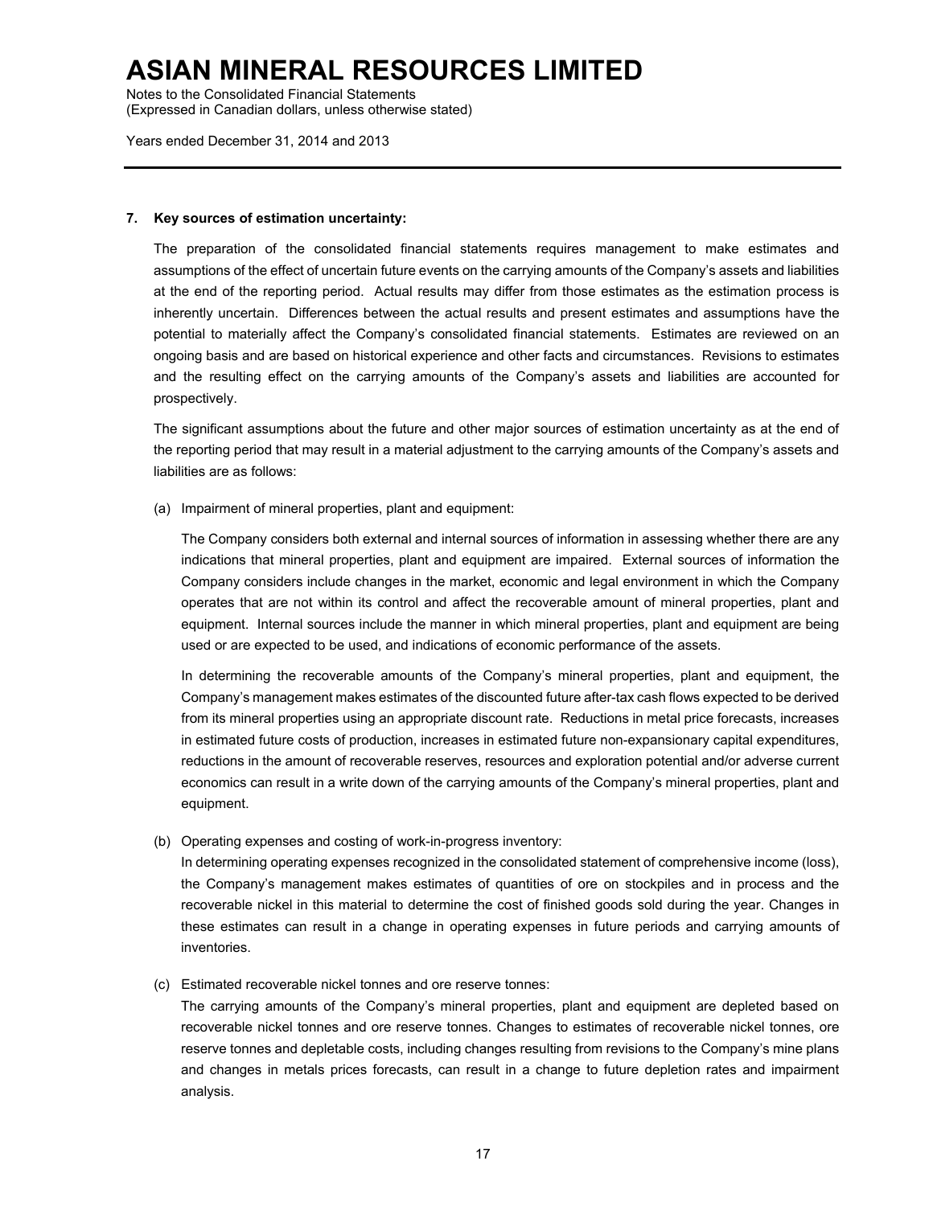## 7. Key sources of estimation uncertainty:

The preparation of the consolidated financial statements requires management to make estimates and assumptions of the effect of uncertain future events on the carrying amounts of the Company's assets and liabilities at the end of the reporting period. Actual results may differ from those estimates as the estimation process is inherently uncertain. Differences between the actual results and present estimates and assumptions have the potential to materially affect the Company's consolidated financial statements. Estimates are reviewed on an ongoing basis and are based on historical experience and other facts and circumstances. Revisions to estimates and the resulting effect on the carrying amounts of the Company's assets and liabilities are accounted for prospectively.

The significant assumptions about the future and other major sources of estimation uncertainty as at the end of the reporting period that may result in a material adjustment to the carrying amounts of the Company's assets and liabilities are as follows:

(a) Impairment of mineral properties, plant and equipment:

The Company considers both external and internal sources of information in assessing whether there are any indications that mineral properties, plant and equipment are impaired. External sources of information the Company considers include changes in the market, economic and legal environment in which the Company operates that are not within its control and affect the recoverable amount of mineral properties, plant and equipment. Internal sources include the manner in which mineral properties, plant and equipment are being used or are expected to be used, and indications of economic performance of the assets.

In determining the recoverable amounts of the Company's mineral properties, plant and equipment, the Company's management makes estimates of the discounted future after-tax cash flows expected to be derived from its mineral properties using an appropriate discount rate. Reductions in metal price forecasts, increases in estimated future costs of production, increases in estimated future non-expansionary capital expenditures, reductions in the amount of recoverable reserves, resources and exploration potential and/or adverse current economics can result in a write down of the carrying amounts of the Company's mineral properties, plant and equipment.

(b) Operating expenses and costing of work-in-progress inventory:

In determining operating expenses recognized in the consolidated statement of comprehensive income (loss), the Company's management makes estimates of quantities of ore on stockpiles and in process and the recoverable nickel in this material to determine the cost of finished goods sold during the year. Changes in these estimates can result in a change in operating expenses in future periods and carrying amounts of inventories.

(c) Estimated recoverable nickel tonnes and ore reserve tonnes:

The carrying amounts of the Company's mineral properties, plant and equipment are depleted based on recoverable nickel tonnes and ore reserve tonnes. Changes to estimates of recoverable nickel tonnes, ore reserve tonnes and depletable costs, including changes resulting from revisions to the Company's mine plans and changes in metals prices forecasts, can result in a change to future depletion rates and impairment analysis.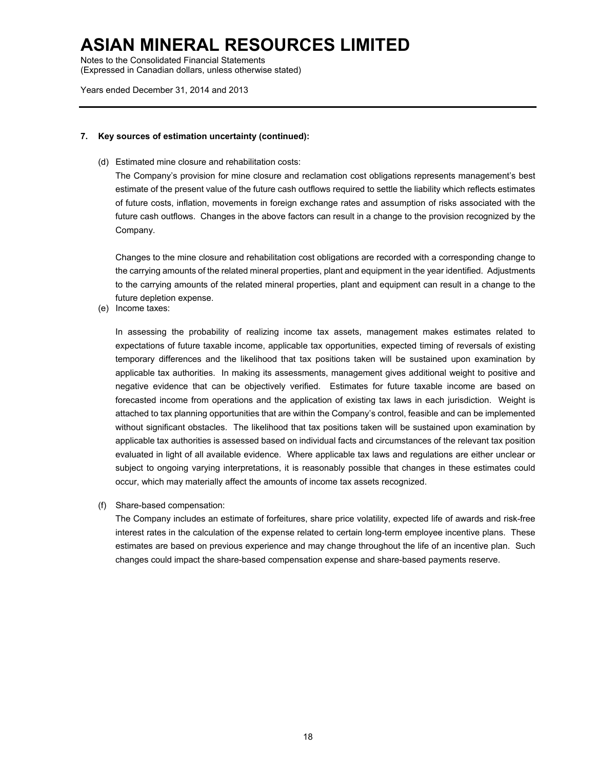## 7. Key sources of estimation uncertainty (continued):

(d) Estimated mine closure and rehabilitation costs:

The Company's provision for mine closure and reclamation cost obligations represents management's best estimate of the present value of the future cash outflows required to settle the liability which reflects estimates of future costs, inflation, movements in foreign exchange rates and assumption of risks associated with the future cash outflows. Changes in the above factors can result in a change to the provision recognized by the Company.

Changes to the mine closure and rehabilitation cost obligations are recorded with a corresponding change to the carrying amounts of the related mineral properties, plant and equipment in the year identified. Adjustments to the carrying amounts of the related mineral properties, plant and equipment can result in a change to the future depletion expense.

(e) Income taxes:

In assessing the probability of realizing income tax assets, management makes estimates related to expectations of future taxable income, applicable tax opportunities, expected timing of reversals of existing temporary differences and the likelihood that tax positions taken will be sustained upon examination by applicable tax authorities. In making its assessments, management gives additional weight to positive and negative evidence that can be objectively verified. Estimates for future taxable income are based on forecasted income from operations and the application of existing tax laws in each jurisdiction. Weight is attached to tax planning opportunities that are within the Company's control, feasible and can be implemented without significant obstacles. The likelihood that tax positions taken will be sustained upon examination by applicable tax authorities is assessed based on individual facts and circumstances of the relevant tax position evaluated in light of all available evidence. Where applicable tax laws and regulations are either unclear or subject to ongoing varying interpretations, it is reasonably possible that changes in these estimates could occur, which may materially affect the amounts of income tax assets recognized.

(f) Share-based compensation:

The Company includes an estimate of forfeitures, share price volatility, expected life of awards and risk-free interest rates in the calculation of the expense related to certain long-term employee incentive plans. These estimates are based on previous experience and may change throughout the life of an incentive plan. Such changes could impact the share-based compensation expense and share-based payments reserve.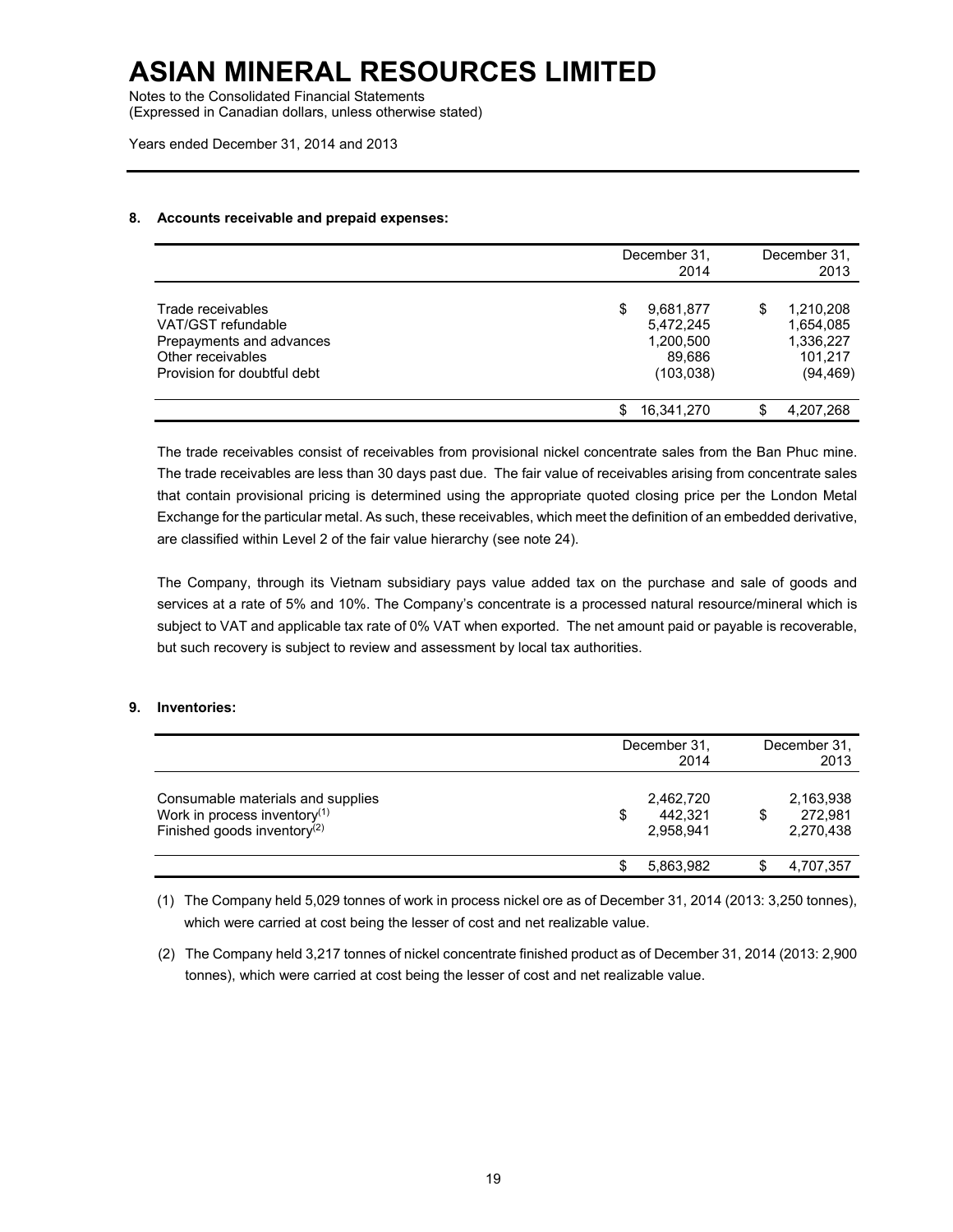## 8. Accounts receivable and prepaid expenses:

| | December 31, 2014 | December 31, 2013 |
|---|---|---|
| Trade receivables | $ 9,681,877 | $ 1,210,208 |
| VAT/GST refundable | 5,472,245 | 1,654,085 |
| Prepayments and advances | 1,200,500 | 1,336,227 |
| Other receivables | 89,686 | 101,217 |
| Provision for doubtful debt | (103,038) | (94,469) |
| | $ 16,341,270 | $ 4,207,268 |

The trade receivables consist of receivables from provisional nickel concentrate sales from the Ban Phuc mine. The trade receivables are less than 30 days past due. The fair value of receivables arising from concentrate sales that contain provisional pricing is determined using the appropriate quoted closing price per the London Metal Exchange for the particular metal. As such, these receivables, which meet the definition of an embedded derivative, are classified within Level 2 of the fair value hierarchy (see note 24).

The Company, through its Vietnam subsidiary pays value added tax on the purchase and sale of goods and services at a rate of 5% and 10%. The Company's concentrate is a processed natural resource/mineral which is subject to VAT and applicable tax rate of 0% VAT when exported. The net amount paid or payable is recoverable, but such recovery is subject to review and assessment by local tax authorities.

## 9. Inventories:

| | December 31, 2014 | December 31, 2013 |
|---|---|---|
| Consumable materials and supplies | 2,462,720 | 2,163,938 |
| Work in process inventory[(1)] | $ 442,321 | $ 272,981 |
| Finished goods inventory[(2)] | 2,958,941 | 2,270,438 |
| | $ 5,863,982 | $ 4,707,357 |

(1) The Company held 5,029 tonnes of work in process nickel ore as of December 31, 2014 (2013: 3,250 tonnes), which were carried at cost being the lesser of cost and net realizable value.

(2) The Company held 3,217 tonnes of nickel concentrate finished product as of December 31, 2014 (2013: 2,900 tonnes), which were carried at cost being the lesser of cost and net realizable value.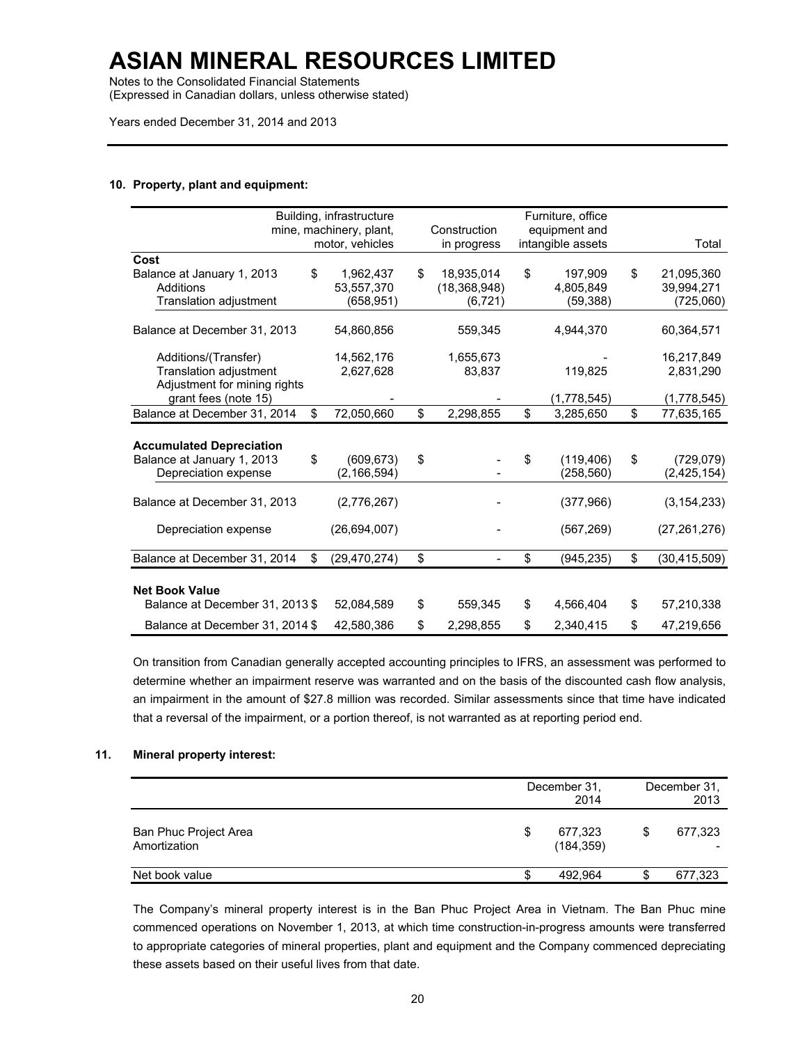### 10. Property, plant and equipment:

| | Building, infrastructure mine, machinery, plant, motor, vehicles | Construction in progress | Furniture, office equipment and intangible assets | Total |
|---|---|---|---|---|
| **Cost** | | | | |
| Balance at January 1, 2013 | $ 1,962,437 | $ 18,935,014 | $ 197,909 | $ 21,095,360 |
| Additions | 53,557,370 | (18,368,948) | 4,805,849 | 39,994,271 |
| Translation adjustment | (658,951) | (6,721) | (59,388) | (725,060) |
| Balance at December 31, 2013 | 54,860,856 | 559,345 | 4,944,370 | 60,364,571 |
| Additions/(Transfer) | 14,562,176 | 1,655,673 | - | 16,217,849 |
| Translation adjustment | 2,627,628 | 83,837 | 119,825 | 2,831,290 |
| Adjustment for mining rights grant fees (note 15) | - | - | (1,778,545) | (1,778,545) |
| Balance at December 31, 2014 | $ 72,050,660 | $ 2,298,855 | $ 3,285,650 | $ 77,635,165 |
| **Accumulated Depreciation** | | | | |
| Balance at January 1, 2013 | $ (609,673) | $ - | $ (119,406) | $ (729,079) |
| Depreciation expense | (2,166,594) | - | (258,560) | (2,425,154) |
| Balance at December 31, 2013 | (2,776,267) | - | (377,966) | (3,154,233) |
| Depreciation expense | (26,694,007) | - | (567,269) | (27,261,276) |
| Balance at December 31, 2014 | $ (29,470,274) | $ - | $ (945,235) | $ (30,415,509) |
| **Net Book Value** | | | | |
| Balance at December 31, 2013 | $ 52,084,589 | $ 559,345 | $ 4,566,404 | $ 57,210,338 |
| Balance at December 31, 2014 | $ 42,580,386 | $ 2,298,855 | $ 2,340,415 | $ 47,219,656 |

On transition from Canadian generally accepted accounting principles to IFRS, an assessment was performed to determine whether an impairment reserve was warranted and on the basis of the discounted cash flow analysis, an impairment in the amount of $27.8 million was recorded. Similar assessments since that time have indicated that a reversal of the impairment, or a portion thereof, is not warranted as at reporting period end.

### 11. Mineral property interest:

| | December 31, 2014 | December 31, 2013 |
|---|---|---|
| Ban Phuc Project Area | $ 677,323 | $ 677,323 |
| Amortization | (184,359) | - |
| Net book value | $ 492,964 | $ 677,323 |

The Company's mineral property interest is in the Ban Phuc Project Area in Vietnam. The Ban Phuc mine commenced operations on November 1, 2013, at which time construction-in-progress amounts were transferred to appropriate categories of mineral properties, plant and equipment and the Company commenced depreciating these assets based on their useful lives from that date.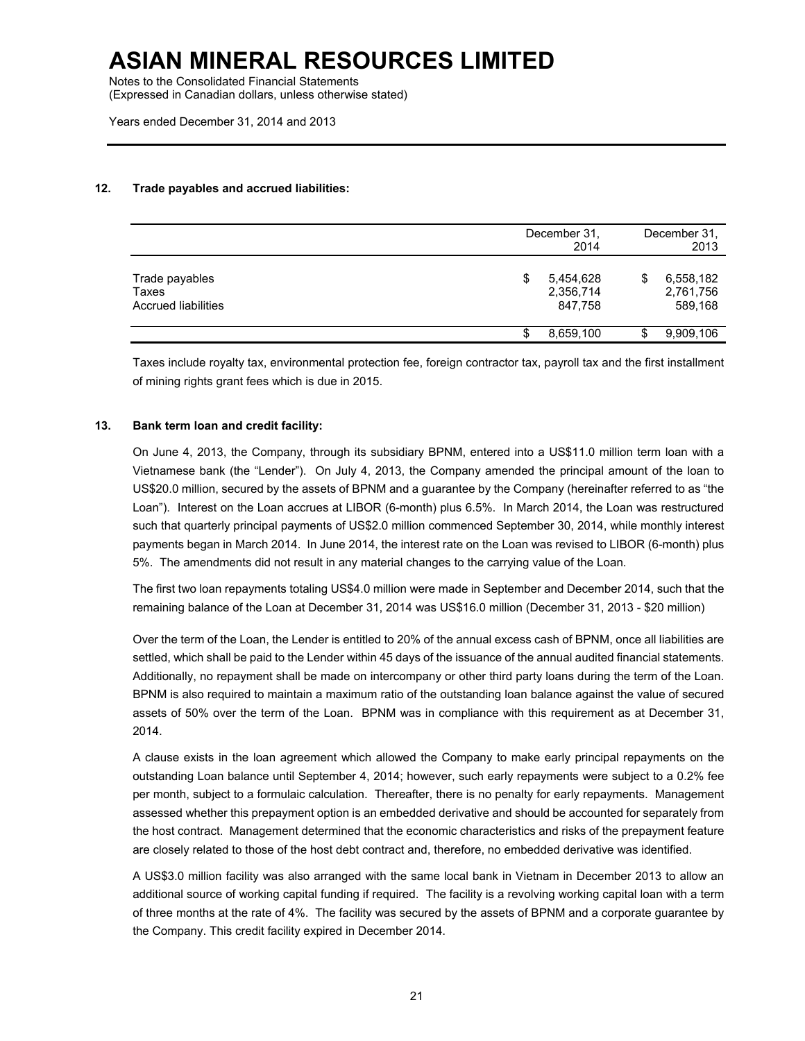## 12. Trade payables and accrued liabilities:

| | December 31, 2014 | December 31, 2013 |
|---|---|---|
| Trade payables | $ 5,454,628 | $ 6,558,182 |
| Taxes | 2,356,714 | 2,761,756 |
| Accrued liabilities | 847,758 | 589,168 |
| | $ 8,659,100 | $ 9,909,106 |

Taxes include royalty tax, environmental protection fee, foreign contractor tax, payroll tax and the first installment of mining rights grant fees which is due in 2015.

## 13. Bank term loan and credit facility:

On June 4, 2013, the Company, through its subsidiary BPNM, entered into a US$11.0 million term loan with a Vietnamese bank (the "Lender"). On July 4, 2013, the Company amended the principal amount of the loan to US$20.0 million, secured by the assets of BPNM and a guarantee by the Company (hereinafter referred to as "the Loan"). Interest on the Loan accrues at LIBOR (6-month) plus 6.5%. In March 2014, the Loan was restructured such that quarterly principal payments of US$2.0 million commenced September 30, 2014, while monthly interest payments began in March 2014. In June 2014, the interest rate on the Loan was revised to LIBOR (6-month) plus 5%. The amendments did not result in any material changes to the carrying value of the Loan.

The first two loan repayments totaling US$4.0 million were made in September and December 2014, such that the remaining balance of the Loan at December 31, 2014 was US$16.0 million (December 31, 2013 - $20 million)

Over the term of the Loan, the Lender is entitled to 20% of the annual excess cash of BPNM, once all liabilities are settled, which shall be paid to the Lender within 45 days of the issuance of the annual audited financial statements. Additionally, no repayment shall be made on intercompany or other third party loans during the term of the Loan. BPNM is also required to maintain a maximum ratio of the outstanding loan balance against the value of secured assets of 50% over the term of the Loan. BPNM was in compliance with this requirement as at December 31, 2014.

A clause exists in the loan agreement which allowed the Company to make early principal repayments on the outstanding Loan balance until September 4, 2014; however, such early repayments were subject to a 0.2% fee per month, subject to a formulaic calculation. Thereafter, there is no penalty for early repayments. Management assessed whether this prepayment option is an embedded derivative and should be accounted for separately from the host contract. Management determined that the economic characteristics and risks of the prepayment feature are closely related to those of the host debt contract and, therefore, no embedded derivative was identified.

A US$3.0 million facility was also arranged with the same local bank in Vietnam in December 2013 to allow an additional source of working capital funding if required. The facility is a revolving working capital loan with a term of three months at the rate of 4%. The facility was secured by the assets of BPNM and a corporate guarantee by the Company. This credit facility expired in December 2014.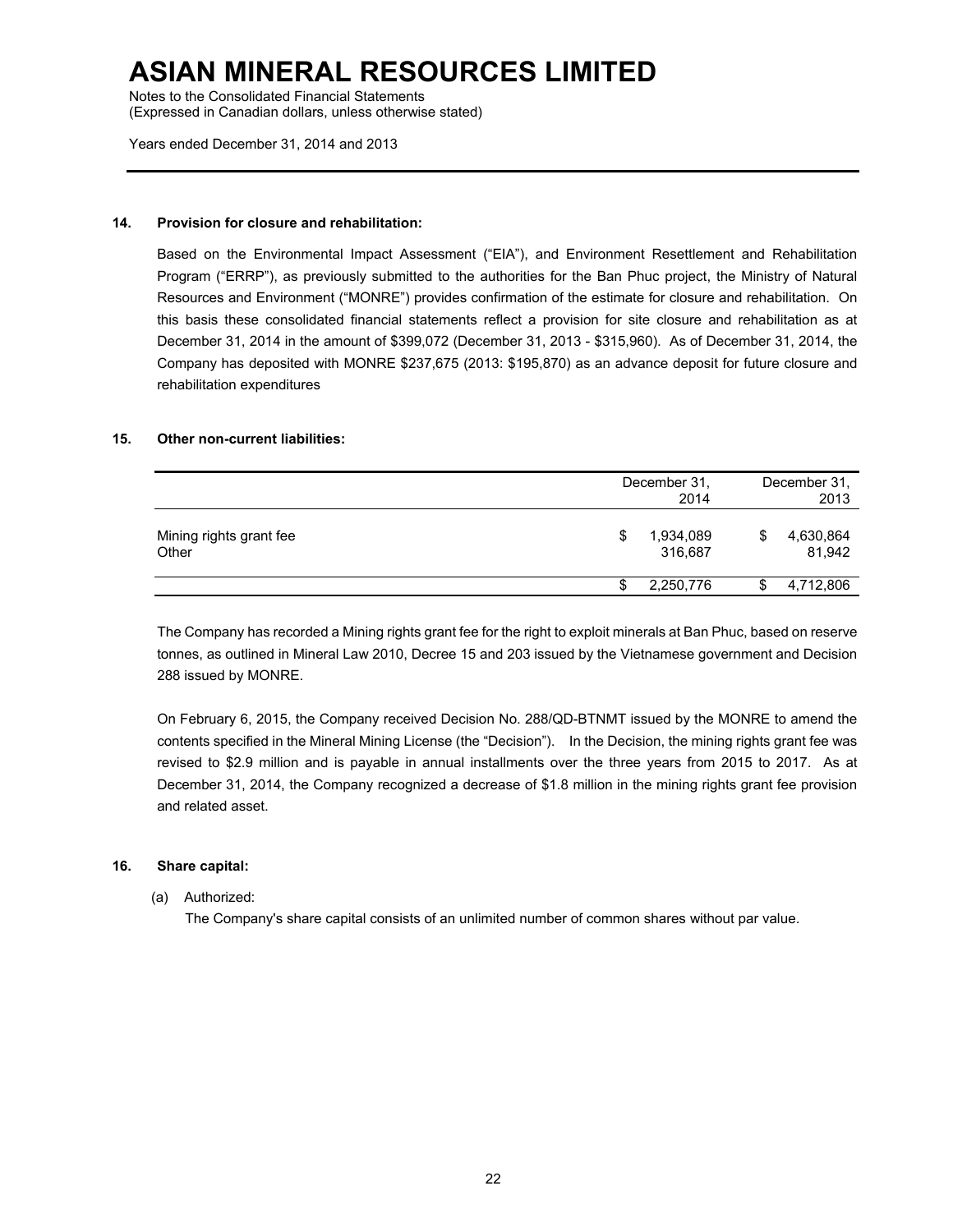**14. Provision for closure and rehabilitation:**

Based on the Environmental Impact Assessment ("EIA"), and Environment Resettlement and Rehabilitation Program ("ERRP"), as previously submitted to the authorities for the Ban Phuc project, the Ministry of Natural Resources and Environment ("MONRE") provides confirmation of the estimate for closure and rehabilitation. On this basis these consolidated financial statements reflect a provision for site closure and rehabilitation as at December 31, 2014 in the amount of $399,072 (December 31, 2013 - $315,960). As of December 31, 2014, the Company has deposited with MONRE $237,675 (2013: $195,870) as an advance deposit for future closure and rehabilitation expenditures

**15. Other non-current liabilities:**

| | December 31, 2014 | December 31, 2013 |
|---|---|---|
| Mining rights grant fee | $ 1,934,089 | $ 4,630,864 |
| Other | 316,687 | 81,942 |
| | $ 2,250,776 | $ 4,712,806 |

The Company has recorded a Mining rights grant fee for the right to exploit minerals at Ban Phuc, based on reserve tonnes, as outlined in Mineral Law 2010, Decree 15 and 203 issued by the Vietnamese government and Decision 288 issued by MONRE.

On February 6, 2015, the Company received Decision No. 288/QD-BTNMT issued by the MONRE to amend the contents specified in the Mineral Mining License (the "Decision"). In the Decision, the mining rights grant fee was revised to $2.9 million and is payable in annual installments over the three years from 2015 to 2017. As at December 31, 2014, the Company recognized a decrease of $1.8 million in the mining rights grant fee provision and related asset.

**16. Share capital:**

(a) Authorized:

The Company's share capital consists of an unlimited number of common shares without par value.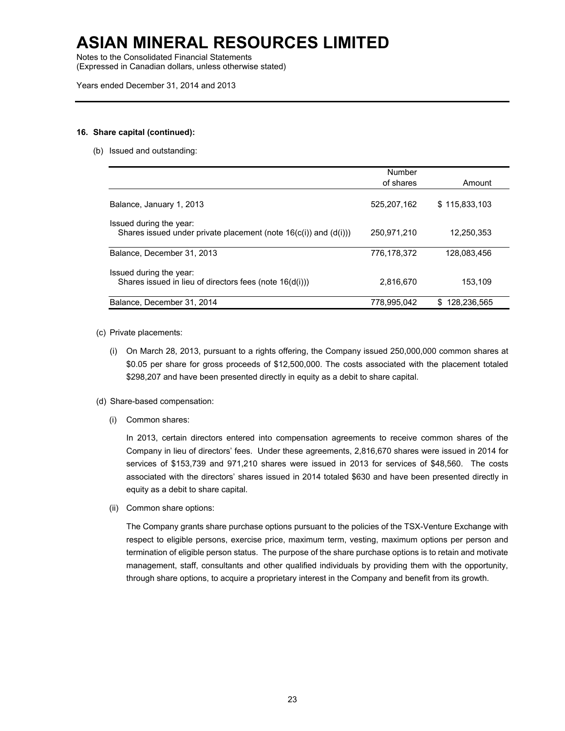# ASIAN MINERAL RESOURCES LIMITED

Notes to the Consolidated Financial Statements
(Expressed in Canadian dollars, unless otherwise stated)

Years ended December 31, 2014 and 2013

**16. Share capital (continued):**

(b) Issued and outstanding:

| | Number of shares | Amount |
|---|---|---|
| Balance, January 1, 2013 | 525,207,162 | $ 115,833,103 |
| Issued during the year: | | |
| Shares issued under private placement (note 16(c(i)) and (d(i))) | 250,971,210 | 12,250,353 |
| Balance, December 31, 2013 | 776,178,372 | 128,083,456 |
| Issued during the year: | | |
| Shares issued in lieu of directors fees (note 16(d(i))) | 2,816,670 | 153,109 |
| Balance, December 31, 2014 | 778,995,042 | $ 128,236,565 |

(c) Private placements:

(i) On March 28, 2013, pursuant to a rights offering, the Company issued 250,000,000 common shares at $0.05 per share for gross proceeds of $12,500,000. The costs associated with the placement totaled $298,207 and have been presented directly in equity as a debit to share capital.

(d) Share-based compensation:

(i) Common shares:

In 2013, certain directors entered into compensation agreements to receive common shares of the Company in lieu of directors' fees. Under these agreements, 2,816,670 shares were issued in 2014 for services of $153,739 and 971,210 shares were issued in 2013 for services of $48,560. The costs associated with the directors' shares issued in 2014 totaled $630 and have been presented directly in equity as a debit to share capital.

(ii) Common share options:

The Company grants share purchase options pursuant to the policies of the TSX-Venture Exchange with respect to eligible persons, exercise price, maximum term, vesting, maximum options per person and termination of eligible person status. The purpose of the share purchase options is to retain and motivate management, staff, consultants and other qualified individuals by providing them with the opportunity, through share options, to acquire a proprietary interest in the Company and benefit from its growth.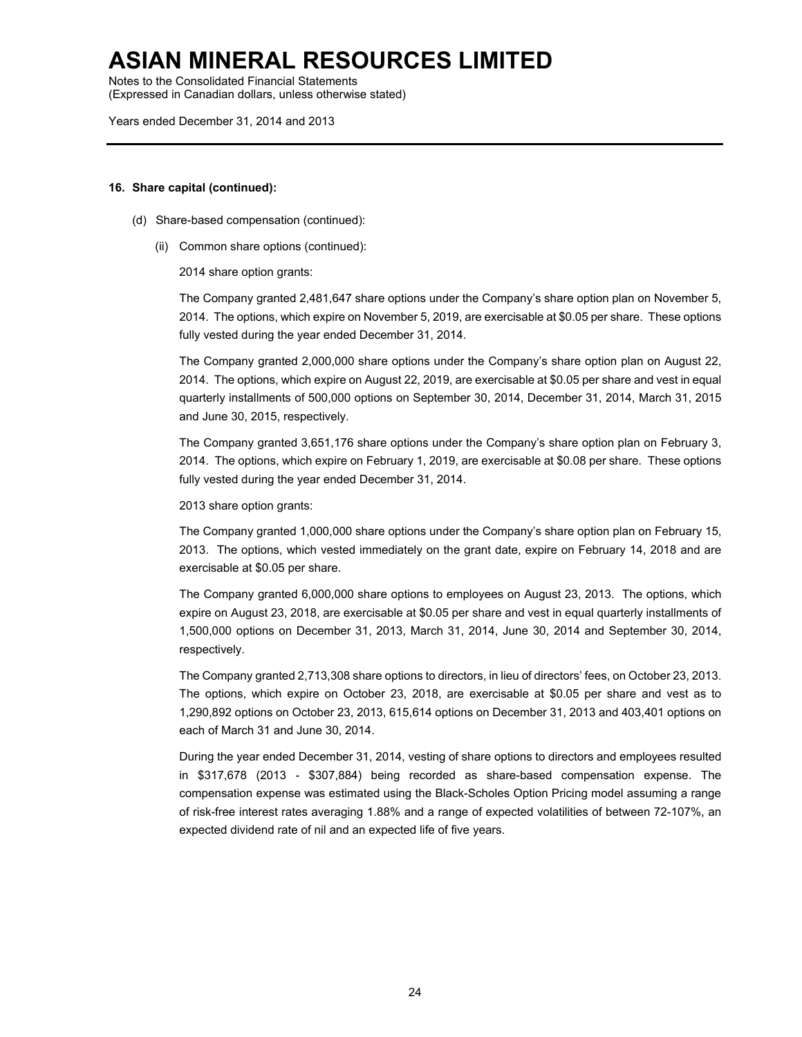## 16. Share capital (continued):

(d) Share-based compensation (continued):

(ii) Common share options (continued):

2014 share option grants:

The Company granted 2,481,647 share options under the Company's share option plan on November 5, 2014. The options, which expire on November 5, 2019, are exercisable at $0.05 per share. These options fully vested during the year ended December 31, 2014.

The Company granted 2,000,000 share options under the Company's share option plan on August 22, 2014. The options, which expire on August 22, 2019, are exercisable at $0.05 per share and vest in equal quarterly installments of 500,000 options on September 30, 2014, December 31, 2014, March 31, 2015 and June 30, 2015, respectively.

The Company granted 3,651,176 share options under the Company's share option plan on February 3, 2014. The options, which expire on February 1, 2019, are exercisable at $0.08 per share. These options fully vested during the year ended December 31, 2014.

2013 share option grants:

The Company granted 1,000,000 share options under the Company's share option plan on February 15, 2013. The options, which vested immediately on the grant date, expire on February 14, 2018 and are exercisable at $0.05 per share.

The Company granted 6,000,000 share options to employees on August 23, 2013. The options, which expire on August 23, 2018, are exercisable at $0.05 per share and vest in equal quarterly installments of 1,500,000 options on December 31, 2013, March 31, 2014, June 30, 2014 and September 30, 2014, respectively.

The Company granted 2,713,308 share options to directors, in lieu of directors' fees, on October 23, 2013. The options, which expire on October 23, 2018, are exercisable at $0.05 per share and vest as to 1,290,892 options on October 23, 2013, 615,614 options on December 31, 2013 and 403,401 options on each of March 31 and June 30, 2014.

During the year ended December 31, 2014, vesting of share options to directors and employees resulted in $317,678 (2013 - $307,884) being recorded as share-based compensation expense. The compensation expense was estimated using the Black-Scholes Option Pricing model assuming a range of risk-free interest rates averaging 1.88% and a range of expected volatilities of between 72-107%, an expected dividend rate of nil and an expected life of five years.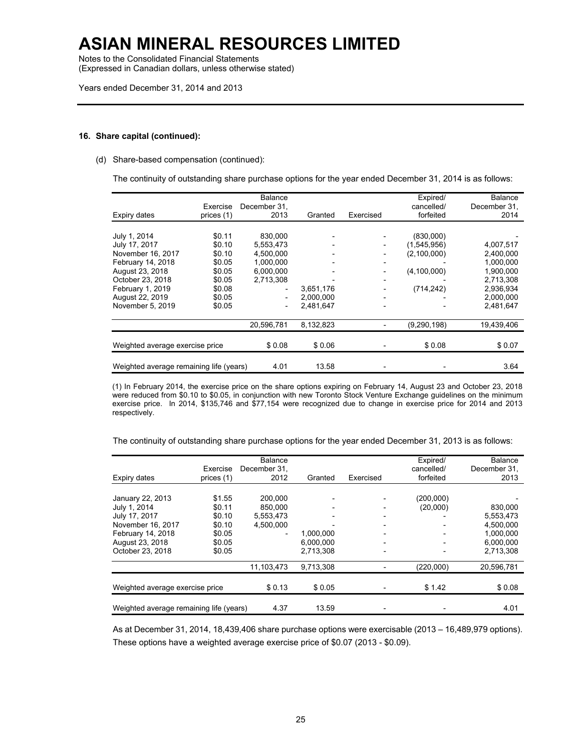# ASIAN MINERAL RESOURCES LIMITED

Notes to the Consolidated Financial Statements
(Expressed in Canadian dollars, unless otherwise stated)

Years ended December 31, 2014 and 2013

---

### 16. Share capital (continued):

(d) Share-based compensation (continued):

The continuity of outstanding share purchase options for the year ended December 31, 2014 is as follows:

| Expiry dates | Exercise prices (1) | Balance December 31, 2013 | Granted | Exercised | Expired/ cancelled/ forfeited | Balance December 31, 2014 |
|---|---|---|---|---|---|---|
| July 1, 2014 | $0.11 | 830,000 | - | - | (830,000) | - |
| July 17, 2017 | $0.10 | 5,553,473 | - | - | (1,545,956) | 4,007,517 |
| November 16, 2017 | $0.10 | 4,500,000 | - | - | (2,100,000) | 2,400,000 |
| February 14, 2018 | $0.05 | 1,000,000 | - | - | - | 1,000,000 |
| August 23, 2018 | $0.05 | 6,000,000 | - | - | (4,100,000) | 1,900,000 |
| October 23, 2018 | $0.05 | 2,713,308 | - | - | - | 2,713,308 |
| February 1, 2019 | $0.08 | - | 3,651,176 | - | (714,242) | 2,936,934 |
| August 22, 2019 | $0.05 | - | 2,000,000 | - | - | 2,000,000 |
| November 5, 2019 | $0.05 | - | 2,481,647 | - | - | 2,481,647 |
| | | 20,596,781 | 8,132,823 | - | (9,290,198) | 19,439,406 |
| Weighted average exercise price | | $ 0.08 | $ 0.06 | - | $ 0.08 | $ 0.07 |
| Weighted average remaining life (years) | | 4.01 | 13.58 | - | - | 3.64 |

(1) In February 2014, the exercise price on the share options expiring on February 14, August 23 and October 23, 2018 were reduced from $0.10 to $0.05, in conjunction with new Toronto Stock Venture Exchange guidelines on the minimum exercise price. In 2014, $135,746 and $77,154 were recognized due to change in exercise price for 2014 and 2013 respectively.

The continuity of outstanding share purchase options for the year ended December 31, 2013 is as follows:

| Expiry dates | Exercise prices (1) | Balance December 31, 2012 | Granted | Exercised | Expired/ cancelled/ forfeited | Balance December 31, 2013 |
|---|---|---|---|---|---|---|
| January 22, 2013 | $1.55 | 200,000 | - | - | (200,000) | - |
| July 1, 2014 | $0.11 | 850,000 | - | - | (20,000) | 830,000 |
| July 17, 2017 | $0.10 | 5,553,473 | - | - | - | 5,553,473 |
| November 16, 2017 | $0.10 | 4,500,000 | - | - | - | 4,500,000 |
| February 14, 2018 | $0.05 | - | 1,000,000 | - | - | 1,000,000 |
| August 23, 2018 | $0.05 | | 6,000,000 | - | - | 6,000,000 |
| October 23, 2018 | $0.05 | | 2,713,308 | - | - | 2,713,308 |
| | | 11,103,473 | 9,713,308 | - | (220,000) | 20,596,781 |
| Weighted average exercise price | | $ 0.13 | $ 0.05 | - | $ 1.42 | $ 0.08 |
| Weighted average remaining life (years) | | 4.37 | 13.59 | - | - | 4.01 |

As at December 31, 2014, 18,439,406 share purchase options were exercisable (2013 – 16,489,979 options). These options have a weighted average exercise price of $0.07 (2013 - $0.09).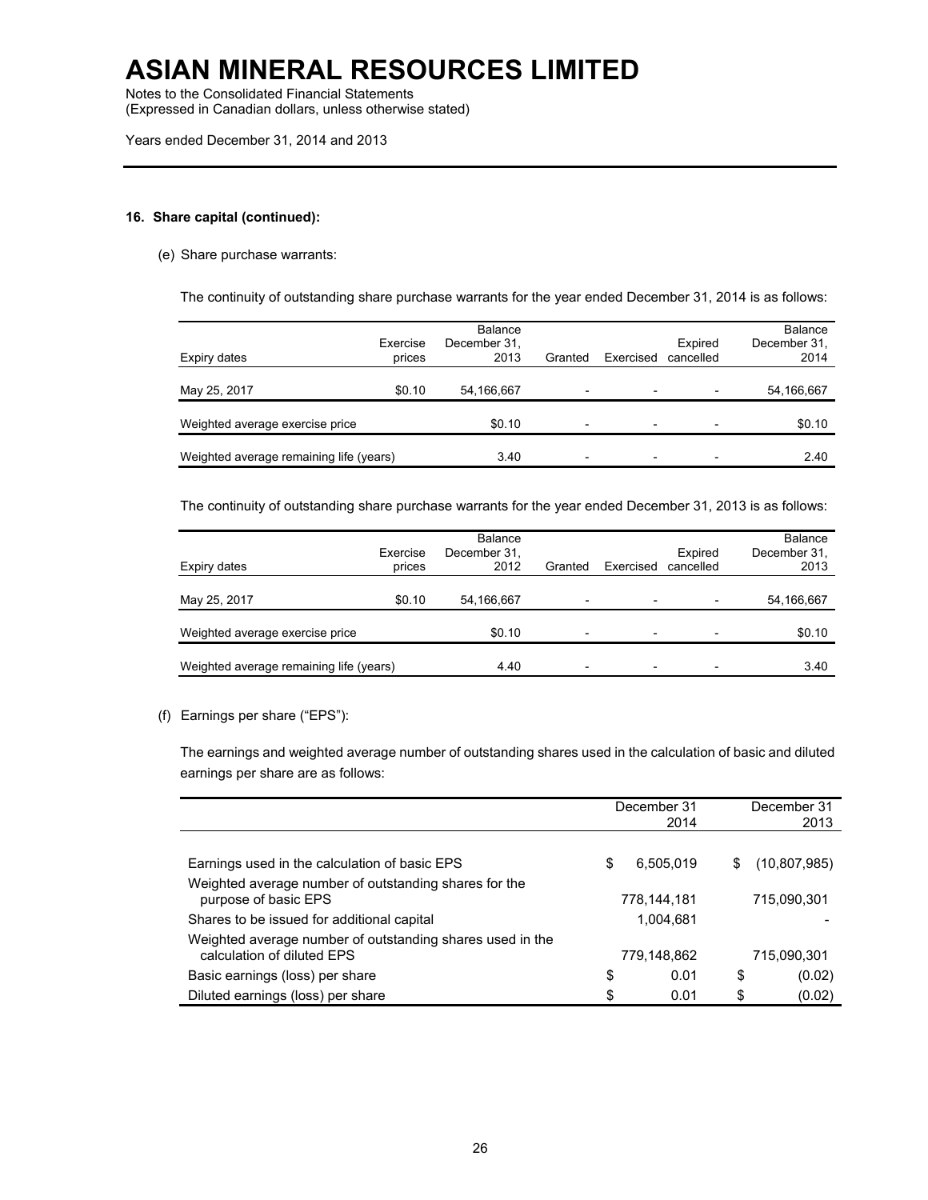# ASIAN MINERAL RESOURCES LIMITED

Notes to the Consolidated Financial Statements
(Expressed in Canadian dollars, unless otherwise stated)

Years ended December 31, 2014 and 2013

---

**16. Share capital (continued):**

(e) Share purchase warrants:

The continuity of outstanding share purchase warrants for the year ended December 31, 2014 is as follows:

| Expiry dates | Exercise prices | Balance December 31, 2013 | Granted | Exercised | Expired cancelled | Balance December 31, 2014 |
|---|---|---|---|---|---|---|
| May 25, 2017 | $0.10 | 54,166,667 | - | - | - | 54,166,667 |
| Weighted average exercise price | | $0.10 | - | - | - | $0.10 |
| Weighted average remaining life (years) | | 3.40 | - | - | - | 2.40 |

The continuity of outstanding share purchase warrants for the year ended December 31, 2013 is as follows:

| Expiry dates | Exercise prices | Balance December 31, 2012 | Granted | Exercised | Expired cancelled | Balance December 31, 2013 |
|---|---|---|---|---|---|---|
| May 25, 2017 | $0.10 | 54,166,667 | - | - | - | 54,166,667 |
| Weighted average exercise price | | $0.10 | - | - | - | $0.10 |
| Weighted average remaining life (years) | | 4.40 | - | - | - | 3.40 |

(f) Earnings per share ("EPS"):

The earnings and weighted average number of outstanding shares used in the calculation of basic and diluted earnings per share are as follows:

| | December 31 2014 | December 31 2013 |
|---|---|---|
| Earnings used in the calculation of basic EPS | $ 6,505,019 | $ (10,807,985) |
| Weighted average number of outstanding shares for the purpose of basic EPS | 778,144,181 | 715,090,301 |
| Shares to be issued for additional capital | 1,004,681 | - |
| Weighted average number of outstanding shares used in the calculation of diluted EPS | 779,148,862 | 715,090,301 |
| Basic earnings (loss) per share | $ 0.01 | $ (0.02) |
| Diluted earnings (loss) per share | $ 0.01 | $ (0.02) |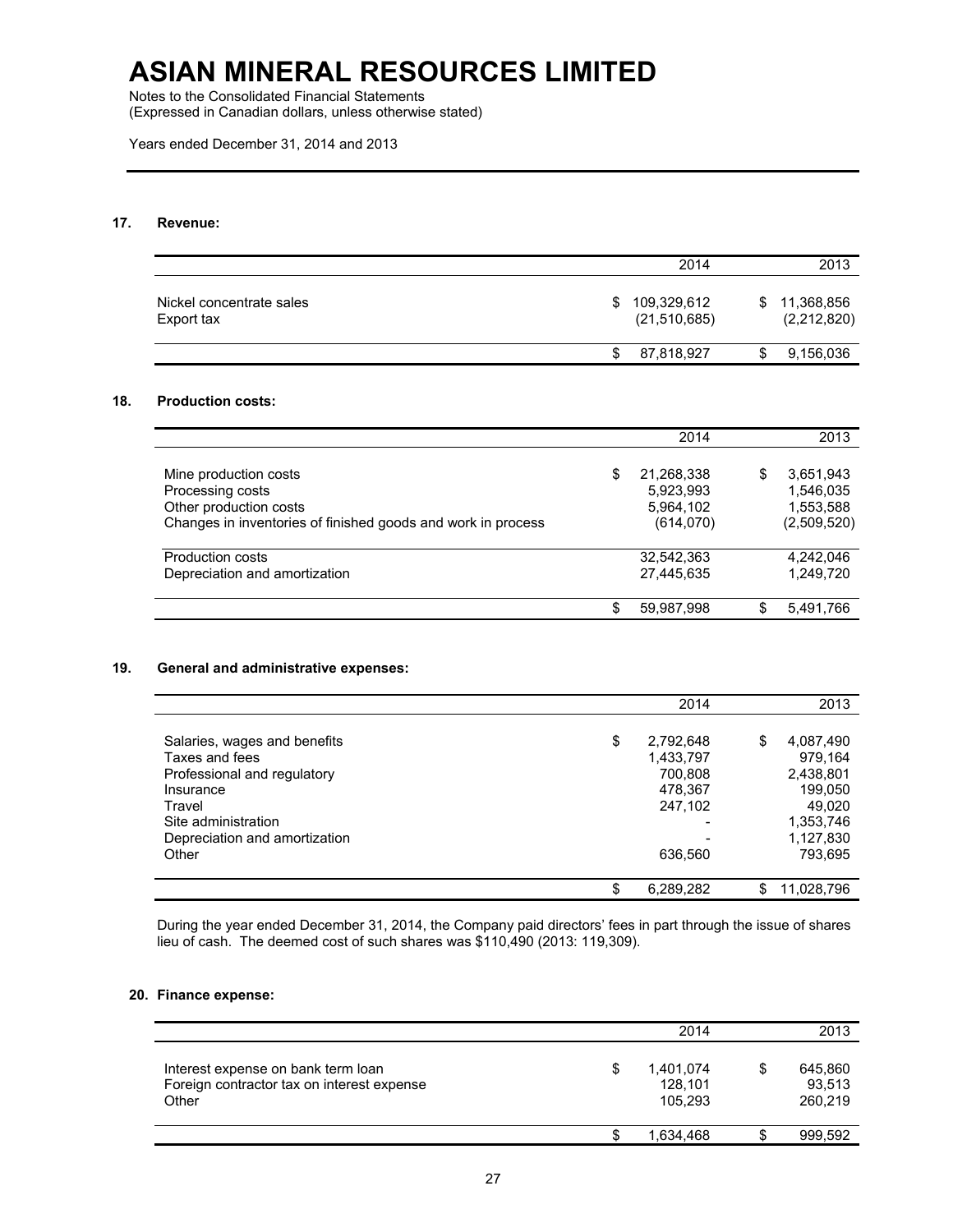# ASIAN MINERAL RESOURCES LIMITED

Notes to the Consolidated Financial Statements
(Expressed in Canadian dollars, unless otherwise stated)

Years ended December 31, 2014 and 2013

## 17. Revenue:

| | 2014 | 2013 |
|---|---|---|
| Nickel concentrate sales | $ 109,329,612 | $ 11,368,856 |
| Export tax | (21,510,685) | (2,212,820) |
| | $ 87,818,927 | $ 9,156,036 |

## 18. Production costs:

| | 2014 | 2013 |
|---|---|---|
| Mine production costs | $ 21,268,338 | $ 3,651,943 |
| Processing costs | 5,923,993 | 1,546,035 |
| Other production costs | 5,964,102 | 1,553,588 |
| Changes in inventories of finished goods and work in process | (614,070) | (2,509,520) |
| Production costs | 32,542,363 | 4,242,046 |
| Depreciation and amortization | 27,445,635 | 1,249,720 |
| | $ 59,987,998 | $ 5,491,766 |

## 19. General and administrative expenses:

| | 2014 | 2013 |
|---|---|---|
| Salaries, wages and benefits | $ 2,792,648 | $ 4,087,490 |
| Taxes and fees | 1,433,797 | 979,164 |
| Professional and regulatory | 700,808 | 2,438,801 |
| Insurance | 478,367 | 199,050 |
| Travel | 247,102 | 49,020 |
| Site administration | - | 1,353,746 |
| Depreciation and amortization | - | 1,127,830 |
| Other | 636,560 | 793,695 |
| | $ 6,289,282 | $ 11,028,796 |

During the year ended December 31, 2014, the Company paid directors' fees in part through the issue of shares lieu of cash. The deemed cost of such shares was $110,490 (2013: 119,309).

## 20. Finance expense:

| | 2014 | 2013 |
|---|---|---|
| Interest expense on bank term loan | $ 1,401,074 | $ 645,860 |
| Foreign contractor tax on interest expense | 128,101 | 93,513 |
| Other | 105,293 | 260,219 |
| | $ 1,634,468 | $ 999,592 |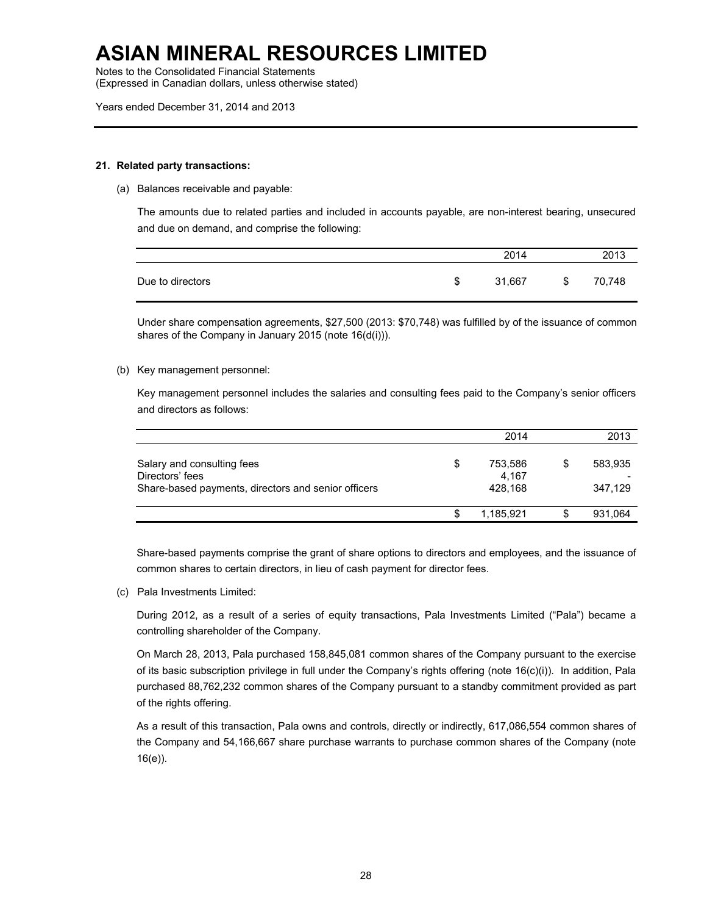# ASIAN MINERAL RESOURCES LIMITED

Notes to the Consolidated Financial Statements
(Expressed in Canadian dollars, unless otherwise stated)

Years ended December 31, 2014 and 2013

## 21. Related party transactions:

(a) Balances receivable and payable:

The amounts due to related parties and included in accounts payable, are non-interest bearing, unsecured and due on demand, and comprise the following:

| | 2014 | 2013 |
|---|---|---|
| Due to directors | $ 31,667 | $ 70,748 |

Under share compensation agreements, $27,500 (2013: $70,748) was fulfilled by of the issuance of common shares of the Company in January 2015 (note 16(d(i))).

(b) Key management personnel:

Key management personnel includes the salaries and consulting fees paid to the Company's senior officers and directors as follows:

| | 2014 | 2013 |
|---|---|---|
| Salary and consulting fees | $ 753,586 | $ 583,935 |
| Directors' fees | 4,167 | - |
| Share-based payments, directors and senior officers | 428,168 | 347,129 |
| | $ 1,185,921 | $ 931,064 |

Share-based payments comprise the grant of share options to directors and employees, and the issuance of common shares to certain directors, in lieu of cash payment for director fees.

(c) Pala Investments Limited:

During 2012, as a result of a series of equity transactions, Pala Investments Limited ("Pala") became a controlling shareholder of the Company.

On March 28, 2013, Pala purchased 158,845,081 common shares of the Company pursuant to the exercise of its basic subscription privilege in full under the Company's rights offering (note 16(c)(i)). In addition, Pala purchased 88,762,232 common shares of the Company pursuant to a standby commitment provided as part of the rights offering.

As a result of this transaction, Pala owns and controls, directly or indirectly, 617,086,554 common shares of the Company and 54,166,667 share purchase warrants to purchase common shares of the Company (note 16(e)).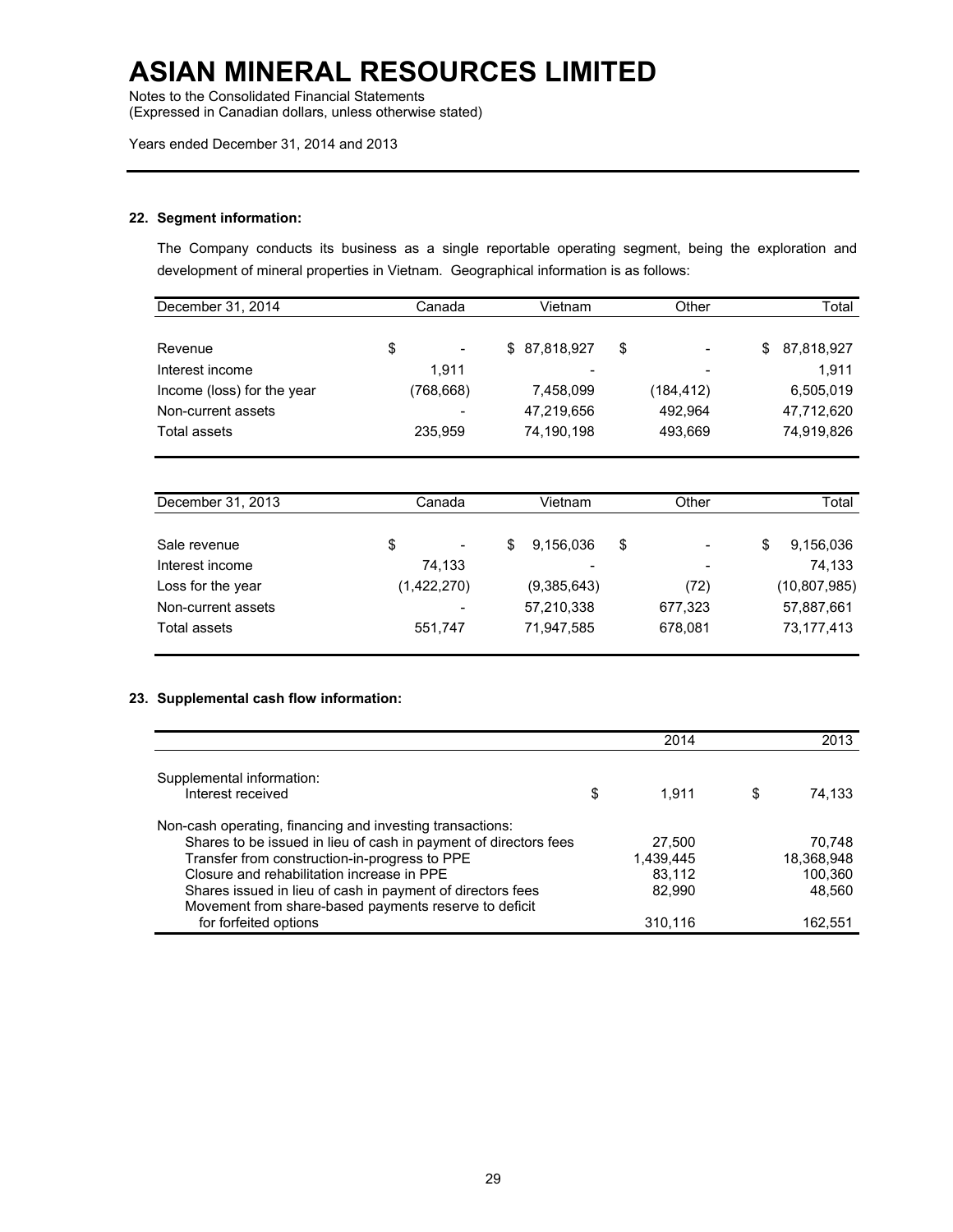# ASIAN MINERAL RESOURCES LIMITED

Notes to the Consolidated Financial Statements
(Expressed in Canadian dollars, unless otherwise stated)

Years ended December 31, 2014 and 2013

### 22. Segment information:

The Company conducts its business as a single reportable operating segment, being the exploration and development of mineral properties in Vietnam. Geographical information is as follows:

| December 31, 2014 | Canada | Vietnam | Other | Total |
|---|---|---|---|---|
| Revenue | $ - | $ 87,818,927 | $ - | $ 87,818,927 |
| Interest income | 1,911 | - | - | 1,911 |
| Income (loss) for the year | (768,668) | 7,458,099 | (184,412) | 6,505,019 |
| Non-current assets | - | 47,219,656 | 492,964 | 47,712,620 |
| Total assets | 235,959 | 74,190,198 | 493,669 | 74,919,826 |

| December 31, 2013 | Canada | Vietnam | Other | Total |
|---|---|---|---|---|
| Sale revenue | $ - | $ 9,156,036 | $ - | $ 9,156,036 |
| Interest income | 74,133 | - | - | 74,133 |
| Loss for the year | (1,422,270) | (9,385,643) | (72) | (10,807,985) |
| Non-current assets | - | 57,210,338 | 677,323 | 57,887,661 |
| Total assets | 551,747 | 71,947,585 | 678,081 | 73,177,413 |

### 23. Supplemental cash flow information:

| | 2014 | 2013 |
|---|---|---|
| Supplemental information: | | |
| Interest received | $ 1,911 | $ 74,133 |
| Non-cash operating, financing and investing transactions: | | |
| Shares to be issued in lieu of cash in payment of directors fees | 27,500 | 70,748 |
| Transfer from construction-in-progress to PPE | 1,439,445 | 18,368,948 |
| Closure and rehabilitation increase in PPE | 83,112 | 100,360 |
| Shares issued in lieu of cash in payment of directors fees | 82,990 | 48,560 |
| Movement from share-based payments reserve to deficit for forfeited options | 310,116 | 162,551 |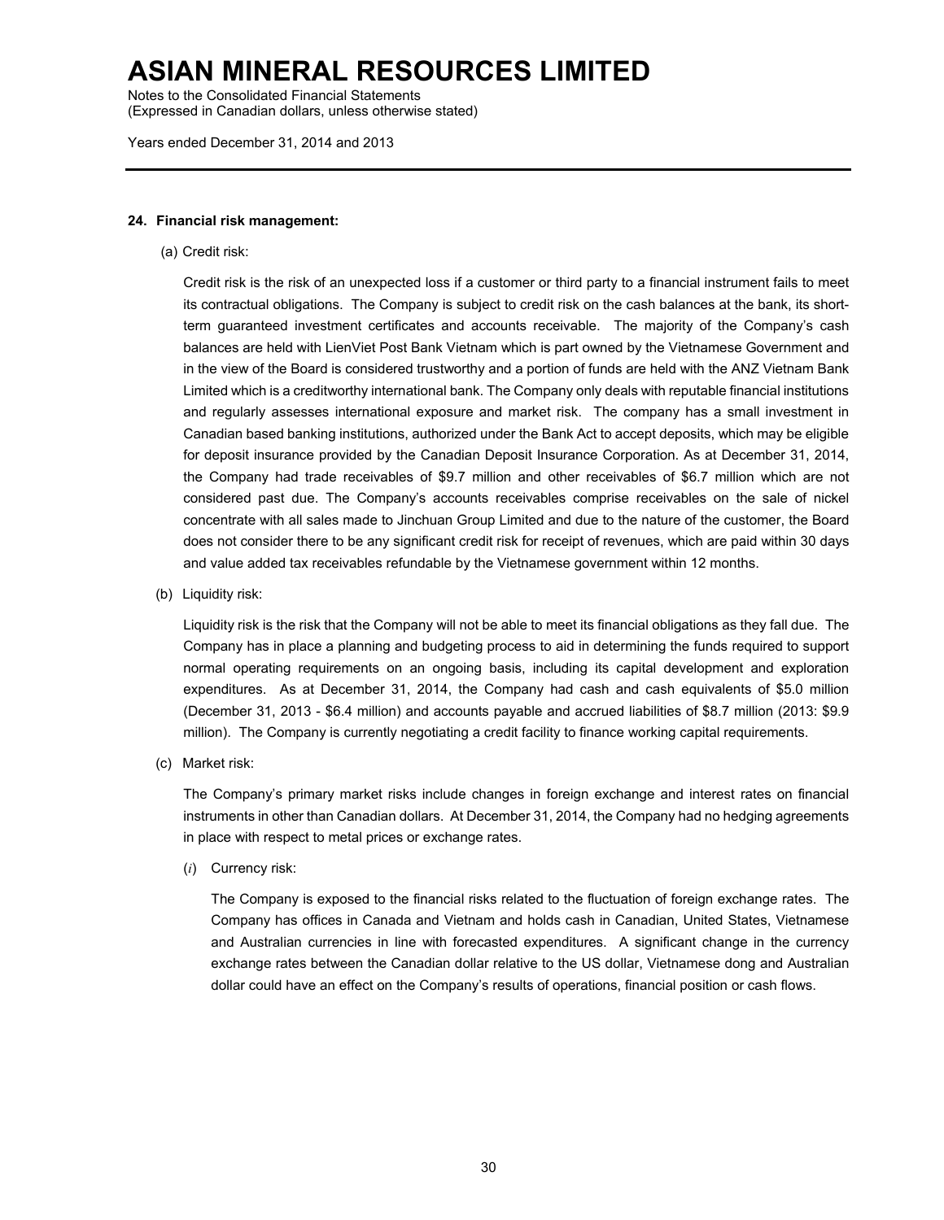## 24. Financial risk management:

(a) Credit risk:

Credit risk is the risk of an unexpected loss if a customer or third party to a financial instrument fails to meet its contractual obligations. The Company is subject to credit risk on the cash balances at the bank, its short-term guaranteed investment certificates and accounts receivable. The majority of the Company's cash balances are held with LienViet Post Bank Vietnam which is part owned by the Vietnamese Government and in the view of the Board is considered trustworthy and a portion of funds are held with the ANZ Vietnam Bank Limited which is a creditworthy international bank. The Company only deals with reputable financial institutions and regularly assesses international exposure and market risk. The company has a small investment in Canadian based banking institutions, authorized under the Bank Act to accept deposits, which may be eligible for deposit insurance provided by the Canadian Deposit Insurance Corporation. As at December 31, 2014, the Company had trade receivables of $9.7 million and other receivables of $6.7 million which are not considered past due. The Company's accounts receivables comprise receivables on the sale of nickel concentrate with all sales made to Jinchuan Group Limited and due to the nature of the customer, the Board does not consider there to be any significant credit risk for receipt of revenues, which are paid within 30 days and value added tax receivables refundable by the Vietnamese government within 12 months.

(b) Liquidity risk:

Liquidity risk is the risk that the Company will not be able to meet its financial obligations as they fall due. The Company has in place a planning and budgeting process to aid in determining the funds required to support normal operating requirements on an ongoing basis, including its capital development and exploration expenditures. As at December 31, 2014, the Company had cash and cash equivalents of $5.0 million (December 31, 2013 - $6.4 million) and accounts payable and accrued liabilities of $8.7 million (2013: $9.9 million). The Company is currently negotiating a credit facility to finance working capital requirements.

(c) Market risk:

The Company's primary market risks include changes in foreign exchange and interest rates on financial instruments in other than Canadian dollars. At December 31, 2014, the Company had no hedging agreements in place with respect to metal prices or exchange rates.

(*i*) Currency risk:

The Company is exposed to the financial risks related to the fluctuation of foreign exchange rates. The Company has offices in Canada and Vietnam and holds cash in Canadian, United States, Vietnamese and Australian currencies in line with forecasted expenditures. A significant change in the currency exchange rates between the Canadian dollar relative to the US dollar, Vietnamese dong and Australian dollar could have an effect on the Company's results of operations, financial position or cash flows.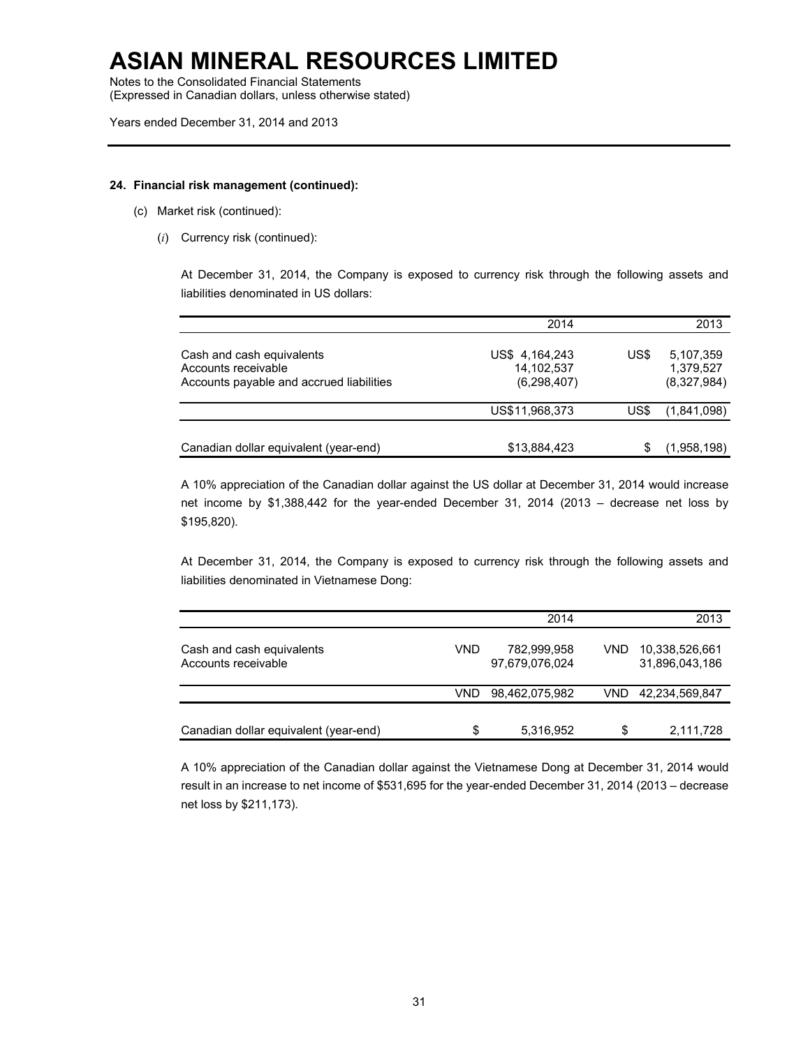### 24. Financial risk management (continued):

(c) Market risk (continued):

(*i*) Currency risk (continued):

At December 31, 2014, the Company is exposed to currency risk through the following assets and liabilities denominated in US dollars:

| | 2014 | 2013 |
|---|---|---|
| Cash and cash equivalents | US$ 4,164,243 | US$ 5,107,359 |
| Accounts receivable | 14,102,537 | 1,379,527 |
| Accounts payable and accrued liabilities | (6,298,407) | (8,327,984) |
| | US$11,968,373 | US$ (1,841,098) |
| Canadian dollar equivalent (year-end) | $13,884,423 | $ (1,958,198) |

A 10% appreciation of the Canadian dollar against the US dollar at December 31, 2014 would increase net income by $1,388,442 for the year-ended December 31, 2014 (2013 – decrease net loss by $195,820).

At December 31, 2014, the Company is exposed to currency risk through the following assets and liabilities denominated in Vietnamese Dong:

| | 2014 | 2013 |
|---|---|---|
| Cash and cash equivalents | VND 782,999,958 | VND 10,338,526,661 |
| Accounts receivable | 97,679,076,024 | 31,896,043,186 |
| | VND 98,462,075,982 | VND 42,234,569,847 |
| Canadian dollar equivalent (year-end) | $ 5,316,952 | $ 2,111,728 |

A 10% appreciation of the Canadian dollar against the Vietnamese Dong at December 31, 2014 would result in an increase to net income of $531,695 for the year-ended December 31, 2014 (2013 – decrease net loss by $211,173).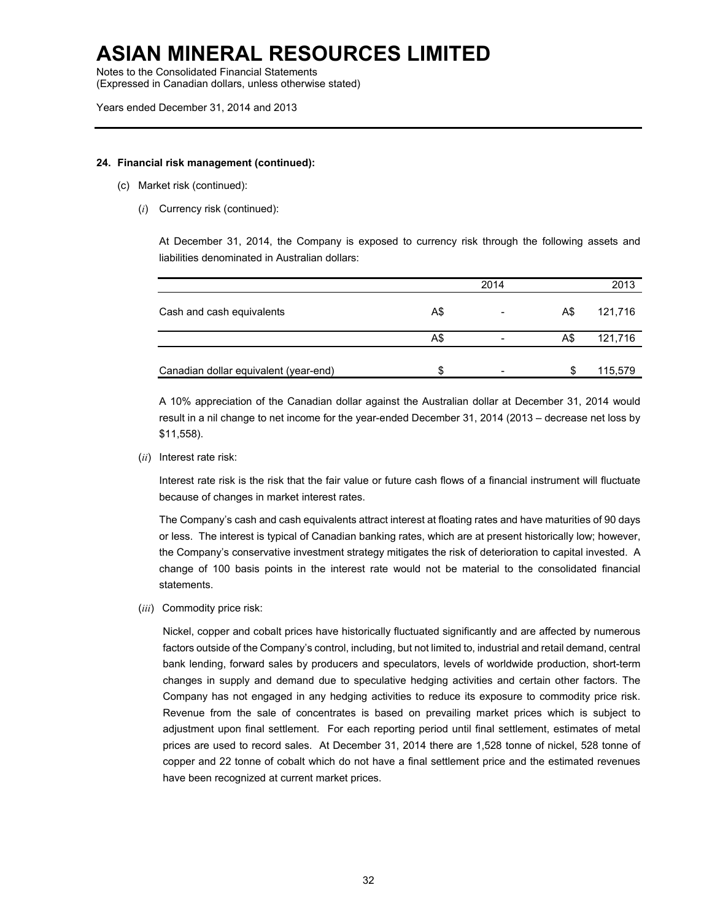# ASIAN MINERAL RESOURCES LIMITED

Notes to the Consolidated Financial Statements
(Expressed in Canadian dollars, unless otherwise stated)

Years ended December 31, 2014 and 2013

**24. Financial risk management (continued):**

(c) Market risk (continued):

(*i*) Currency risk (continued):

At December 31, 2014, the Company is exposed to currency risk through the following assets and liabilities denominated in Australian dollars:

| | | 2014 | | 2013 |
|---|---|---|---|---|
| Cash and cash equivalents | A$ | - | A$ | 121,716 |
| | A$ | - | A$ | 121,716 |
| Canadian dollar equivalent (year-end) | $ | - | $ | 115,579 |

A 10% appreciation of the Canadian dollar against the Australian dollar at December 31, 2014 would result in a nil change to net income for the year-ended December 31, 2014 (2013 – decrease net loss by $11,558).

(*ii*) Interest rate risk:

Interest rate risk is the risk that the fair value or future cash flows of a financial instrument will fluctuate because of changes in market interest rates.

The Company's cash and cash equivalents attract interest at floating rates and have maturities of 90 days or less. The interest is typical of Canadian banking rates, which are at present historically low; however, the Company's conservative investment strategy mitigates the risk of deterioration to capital invested. A change of 100 basis points in the interest rate would not be material to the consolidated financial statements.

(*iii*) Commodity price risk:

Nickel, copper and cobalt prices have historically fluctuated significantly and are affected by numerous factors outside of the Company's control, including, but not limited to, industrial and retail demand, central bank lending, forward sales by producers and speculators, levels of worldwide production, short-term changes in supply and demand due to speculative hedging activities and certain other factors. The Company has not engaged in any hedging activities to reduce its exposure to commodity price risk. Revenue from the sale of concentrates is based on prevailing market prices which is subject to adjustment upon final settlement. For each reporting period until final settlement, estimates of metal prices are used to record sales. At December 31, 2014 there are 1,528 tonne of nickel, 528 tonne of copper and 22 tonne of cobalt which do not have a final settlement price and the estimated revenues have been recognized at current market prices.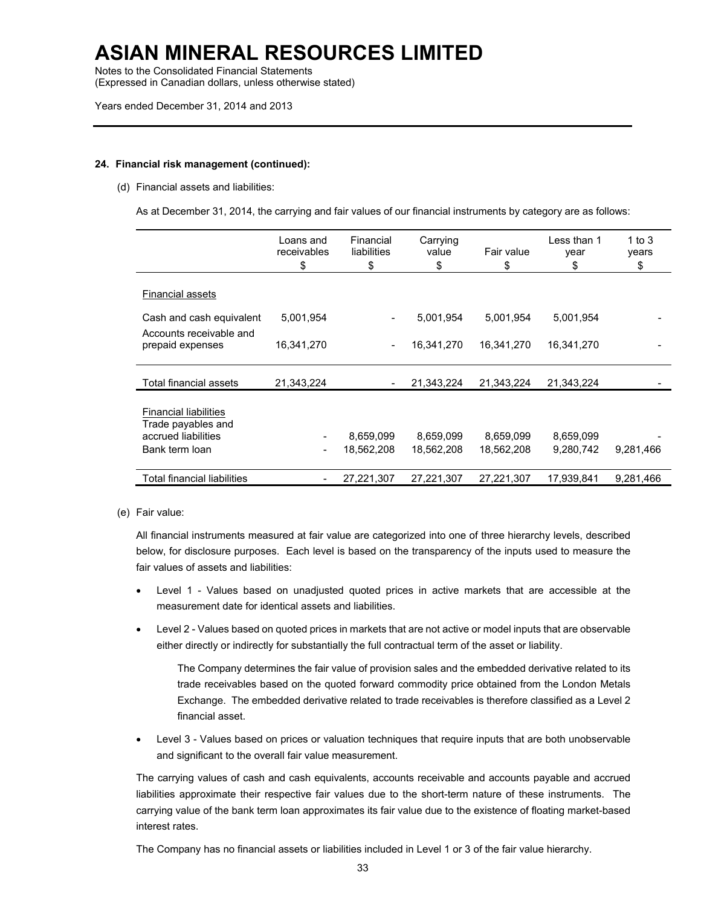# ASIAN MINERAL RESOURCES LIMITED

Notes to the Consolidated Financial Statements
(Expressed in Canadian dollars, unless otherwise stated)

Years ended December 31, 2014 and 2013

**24. Financial risk management (continued):**

(d) Financial assets and liabilities:

As at December 31, 2014, the carrying and fair values of our financial instruments by category are as follows:

| | Loans and receivables $ | Financial liabilities $ | Carrying value $ | Fair value $ | Less than 1 year $ | 1 to 3 years $ |
|---|---|---|---|---|---|---|
| Financial assets | | | | | | |
| Cash and cash equivalent | 5,001,954 | - | 5,001,954 | 5,001,954 | 5,001,954 | - |
| Accounts receivable and prepaid expenses | 16,341,270 | - | 16,341,270 | 16,341,270 | 16,341,270 | - |
| Total financial assets | 21,343,224 | - | 21,343,224 | 21,343,224 | 21,343,224 | - |
| Financial liabilities | | | | | | |
| Trade payables and accrued liabilities | - | 8,659,099 | 8,659,099 | 8,659,099 | 8,659,099 | - |
| Bank term loan | - | 18,562,208 | 18,562,208 | 18,562,208 | 9,280,742 | 9,281,466 |
| Total financial liabilities | - | 27,221,307 | 27,221,307 | 27,221,307 | 17,939,841 | 9,281,466 |

(e) Fair value:

All financial instruments measured at fair value are categorized into one of three hierarchy levels, described below, for disclosure purposes. Each level is based on the transparency of the inputs used to measure the fair values of assets and liabilities:

- Level 1 - Values based on unadjusted quoted prices in active markets that are accessible at the measurement date for identical assets and liabilities.
- Level 2 - Values based on quoted prices in markets that are not active or model inputs that are observable either directly or indirectly for substantially the full contractual term of the asset or liability.

  The Company determines the fair value of provision sales and the embedded derivative related to its trade receivables based on the quoted forward commodity price obtained from the London Metals Exchange. The embedded derivative related to trade receivables is therefore classified as a Level 2 financial asset.

- Level 3 - Values based on prices or valuation techniques that require inputs that are both unobservable and significant to the overall fair value measurement.

The carrying values of cash and cash equivalents, accounts receivable and accounts payable and accrued liabilities approximate their respective fair values due to the short-term nature of these instruments. The carrying value of the bank term loan approximates its fair value due to the existence of floating market-based interest rates.

The Company has no financial assets or liabilities included in Level 1 or 3 of the fair value hierarchy.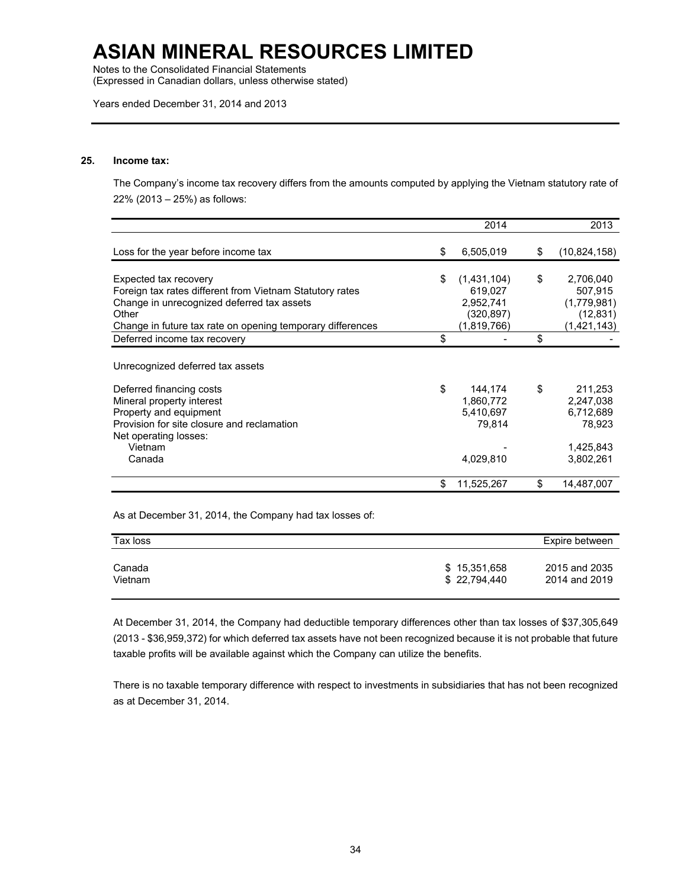## 25. Income tax:

The Company's income tax recovery differs from the amounts computed by applying the Vietnam statutory rate of 22% (2013 – 25%) as follows:

| | 2014 | 2013 |
|---|---|---|
| Loss for the year before income tax | $ 6,505,019 | $ (10,824,158) |
| Expected tax recovery | $ (1,431,104) | $ 2,706,040 |
| Foreign tax rates different from Vietnam Statutory rates | 619,027 | 507,915 |
| Change in unrecognized deferred tax assets | 2,952,741 | (1,779,981) |
| Other | (320,897) | (12,831) |
| Change in future tax rate on opening temporary differences | (1,819,766) | (1,421,143) |
| Deferred income tax recovery | $ - | $ - |
| Unrecognized deferred tax assets | | |
| Deferred financing costs | $ 144,174 | $ 211,253 |
| Mineral property interest | 1,860,772 | 2,247,038 |
| Property and equipment | 5,410,697 | 6,712,689 |
| Provision for site closure and reclamation | 79,814 | 78,923 |
| Net operating losses: | | |
| Vietnam | - | 1,425,843 |
| Canada | 4,029,810 | 3,802,261 |
| | $ 11,525,267 | $ 14,487,007 |

As at December 31, 2014, the Company had tax losses of:

| Tax loss | | Expire between |
|---|---|---|
| Canada | $ 15,351,658 | 2015 and 2035 |
| Vietnam | $ 22,794,440 | 2014 and 2019 |

At December 31, 2014, the Company had deductible temporary differences other than tax losses of $37,305,649 (2013 - $36,959,372) for which deferred tax assets have not been recognized because it is not probable that future taxable profits will be available against which the Company can utilize the benefits.

There is no taxable temporary difference with respect to investments in subsidiaries that has not been recognized as at December 31, 2014.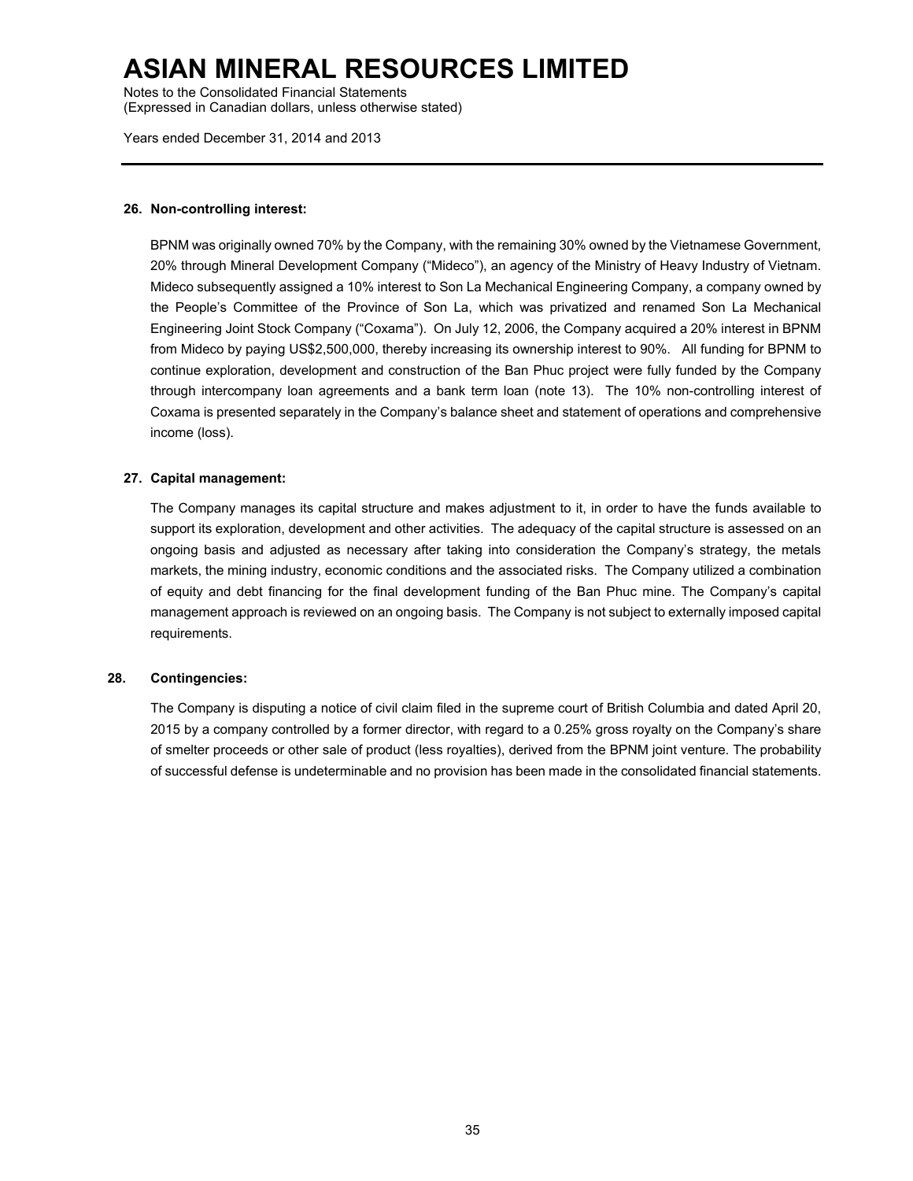### 26. Non-controlling interest:

BPNM was originally owned 70% by the Company, with the remaining 30% owned by the Vietnamese Government, 20% through Mineral Development Company ("Mideco"), an agency of the Ministry of Heavy Industry of Vietnam. Mideco subsequently assigned a 10% interest to Son La Mechanical Engineering Company, a company owned by the People's Committee of the Province of Son La, which was privatized and renamed Son La Mechanical Engineering Joint Stock Company ("Coxama"). On July 12, 2006, the Company acquired a 20% interest in BPNM from Mideco by paying US$2,500,000, thereby increasing its ownership interest to 90%. All funding for BPNM to continue exploration, development and construction of the Ban Phuc project were fully funded by the Company through intercompany loan agreements and a bank term loan (note 13). The 10% non-controlling interest of Coxama is presented separately in the Company's balance sheet and statement of operations and comprehensive income (loss).

### 27. Capital management:

The Company manages its capital structure and makes adjustment to it, in order to have the funds available to support its exploration, development and other activities. The adequacy of the capital structure is assessed on an ongoing basis and adjusted as necessary after taking into consideration the Company's strategy, the metals markets, the mining industry, economic conditions and the associated risks. The Company utilized a combination of equity and debt financing for the final development funding of the Ban Phuc mine. The Company's capital management approach is reviewed on an ongoing basis. The Company is not subject to externally imposed capital requirements.

### 28. Contingencies:

The Company is disputing a notice of civil claim filed in the supreme court of British Columbia and dated April 20, 2015 by a company controlled by a former director, with regard to a 0.25% gross royalty on the Company's share of smelter proceeds or other sale of product (less royalties), derived from the BPNM joint venture. The probability of successful defense is undeterminable and no provision has been made in the consolidated financial statements.